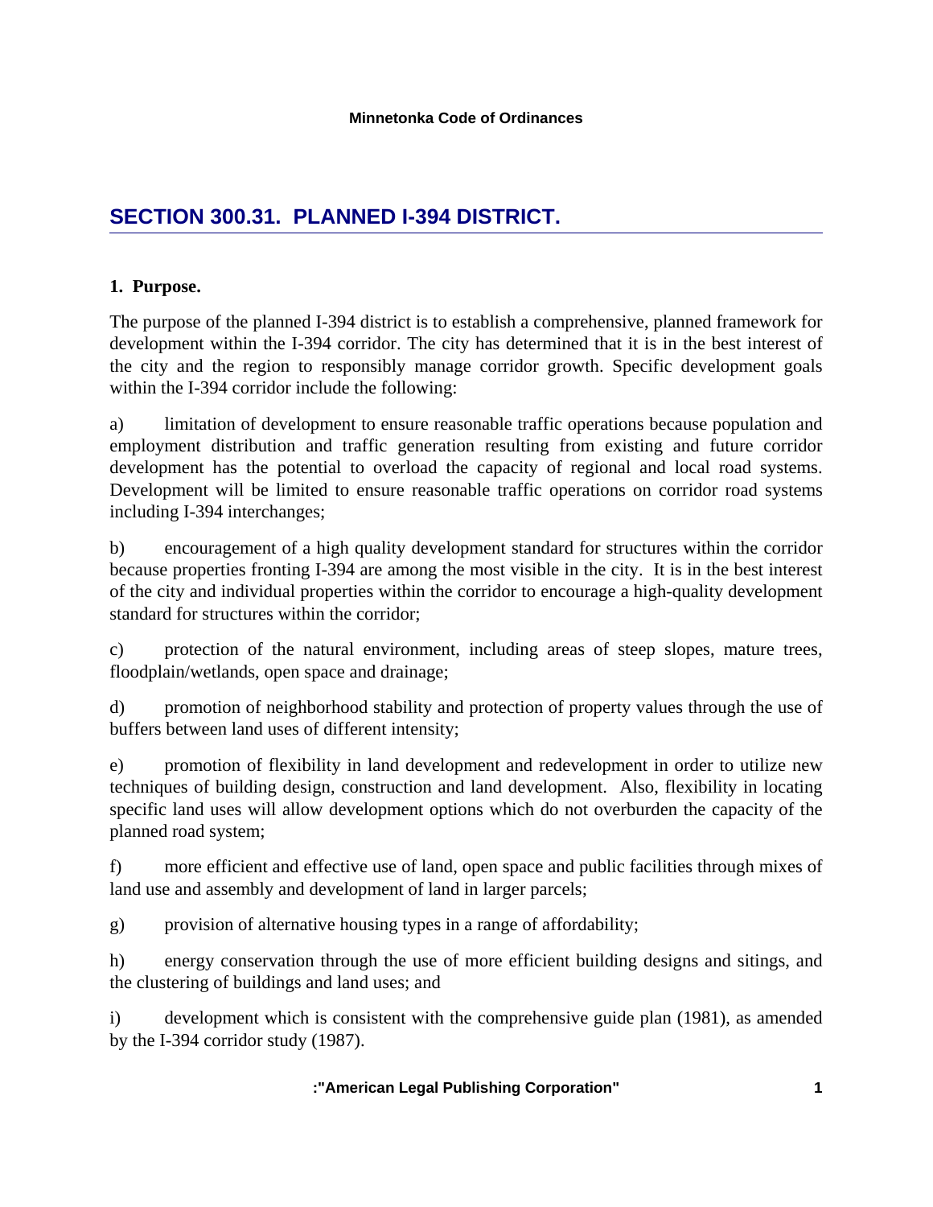# SECTION 300.31. PLANNED I-394 DISTRICT.

**1. Purpose.**

The purpose of the planned I-394 district is to establish a comprehensive, planned framework for development within the I-394 corridor. The city has determined that it is in the best interest of the city and the region to responsibly manage corridor growth. Specific development goals within the I-394 corridor include the following:

a) limitation of development to ensure reasonable traffic operations because population and employment distribution and traffic generation resulting from existing and future corridor development has the potential to overload the capacity of regional and local road systems. Development will be limited to ensure reasonable traffic operations on corridor road systems including I-394 interchanges;

b) encouragement of a high quality development standard for structures within the corridor because properties fronting I-394 are among the most visible in the city. It is in the best interest of the city and individual properties within the corridor to encourage a high-quality development standard for structures within the corridor;

c) protection of the natural environment, including areas of steep slopes, mature trees, floodplain/wetlands, open space and drainage;

d) promotion of neighborhood stability and protection of property values through the use of buffers between land uses of different intensity;

e) promotion of flexibility in land development and redevelopment in order to utilize new techniques of building design, construction and land development. Also, flexibility in locating specific land uses will allow development options which do not overburden the capacity of the planned road system;

f) more efficient and effective use of land, open space and public facilities through mixes of land use and assembly and development of land in larger parcels;

g) provision of alternative housing types in a range of affordability;

h) energy conservation through the use of more efficient building designs and sitings, and the clustering of buildings and land uses; and

i) development which is consistent with the comprehensive guide plan (1981), as amended by the I-394 corridor study (1987).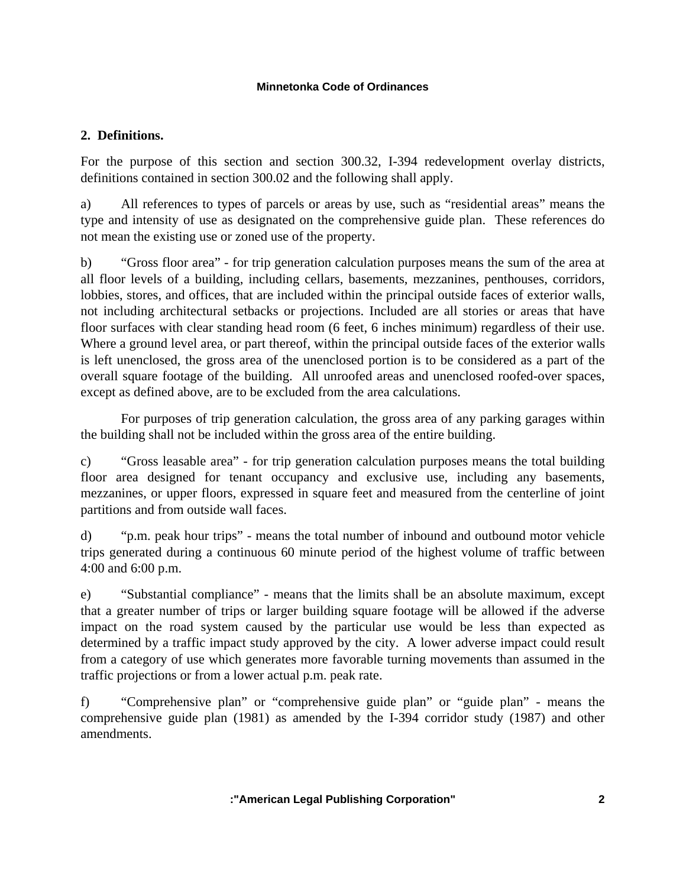## 2. Definitions.

For the purpose of this section and section 300.32, I-394 redevelopment overlay districts, definitions contained in section 300.02 and the following shall apply.

a) All references to types of parcels or areas by use, such as "residential areas" means the type and intensity of use as designated on the comprehensive guide plan. These references do not mean the existing use or zoned use of the property.

b) "Gross floor area" - for trip generation calculation purposes means the sum of the area at all floor levels of a building, including cellars, basements, mezzanines, penthouses, corridors, lobbies, stores, and offices, that are included within the principal outside faces of exterior walls, not including architectural setbacks or projections. Included are all stories or areas that have floor surfaces with clear standing head room (6 feet, 6 inches minimum) regardless of their use. Where a ground level area, or part thereof, within the principal outside faces of the exterior walls is left unenclosed, the gross area of the unenclosed portion is to be considered as a part of the overall square footage of the building. All unroofed areas and unenclosed roofed-over spaces, except as defined above, are to be excluded from the area calculations.

For purposes of trip generation calculation, the gross area of any parking garages within the building shall not be included within the gross area of the entire building.

c) "Gross leasable area" - for trip generation calculation purposes means the total building floor area designed for tenant occupancy and exclusive use, including any basements, mezzanines, or upper floors, expressed in square feet and measured from the centerline of joint partitions and from outside wall faces.

d) "p.m. peak hour trips" - means the total number of inbound and outbound motor vehicle trips generated during a continuous 60 minute period of the highest volume of traffic between 4:00 and 6:00 p.m.

e) "Substantial compliance" - means that the limits shall be an absolute maximum, except that a greater number of trips or larger building square footage will be allowed if the adverse impact on the road system caused by the particular use would be less than expected as determined by a traffic impact study approved by the city. A lower adverse impact could result from a category of use which generates more favorable turning movements than assumed in the traffic projections or from a lower actual p.m. peak rate.

f) "Comprehensive plan" or "comprehensive guide plan" or "guide plan" - means the comprehensive guide plan (1981) as amended by the I-394 corridor study (1987) and other amendments.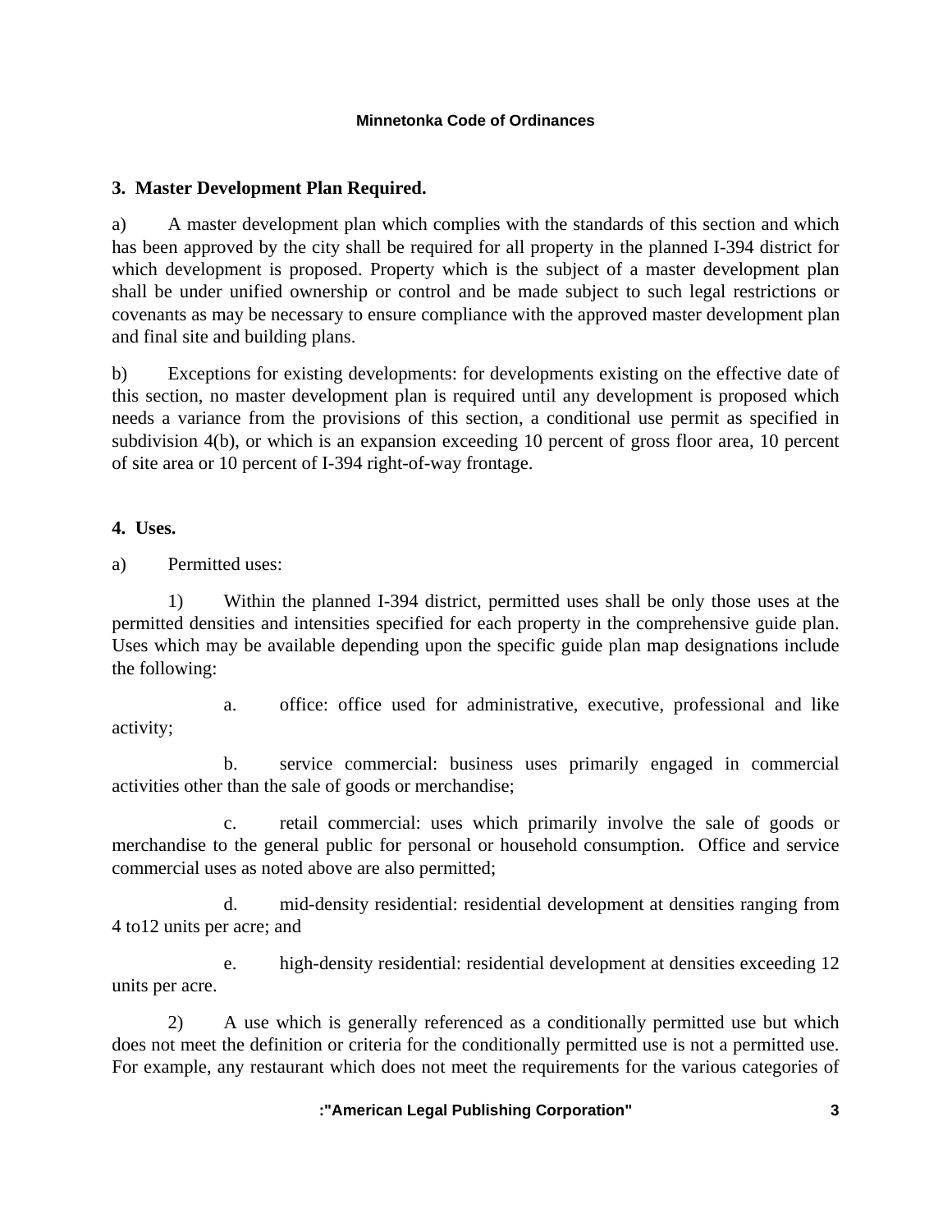**3. Master Development Plan Required.**

a) A master development plan which complies with the standards of this section and which has been approved by the city shall be required for all property in the planned I-394 district for which development is proposed. Property which is the subject of a master development plan shall be under unified ownership or control and be made subject to such legal restrictions or covenants as may be necessary to ensure compliance with the approved master development plan and final site and building plans.

b) Exceptions for existing developments: for developments existing on the effective date of this section, no master development plan is required until any development is proposed which needs a variance from the provisions of this section, a conditional use permit as specified in subdivision 4(b), or which is an expansion exceeding 10 percent of gross floor area, 10 percent of site area or 10 percent of I-394 right-of-way frontage.

**4. Uses.**

a) Permitted uses:

1) Within the planned I-394 district, permitted uses shall be only those uses at the permitted densities and intensities specified for each property in the comprehensive guide plan. Uses which may be available depending upon the specific guide plan map designations include the following:

a. office: office used for administrative, executive, professional and like activity;

b. service commercial: business uses primarily engaged in commercial activities other than the sale of goods or merchandise;

c. retail commercial: uses which primarily involve the sale of goods or merchandise to the general public for personal or household consumption. Office and service commercial uses as noted above are also permitted;

d. mid-density residential: residential development at densities ranging from 4 to12 units per acre; and

e. high-density residential: residential development at densities exceeding 12 units per acre.

2) A use which is generally referenced as a conditionally permitted use but which does not meet the definition or criteria for the conditionally permitted use is not a permitted use. For example, any restaurant which does not meet the requirements for the various categories of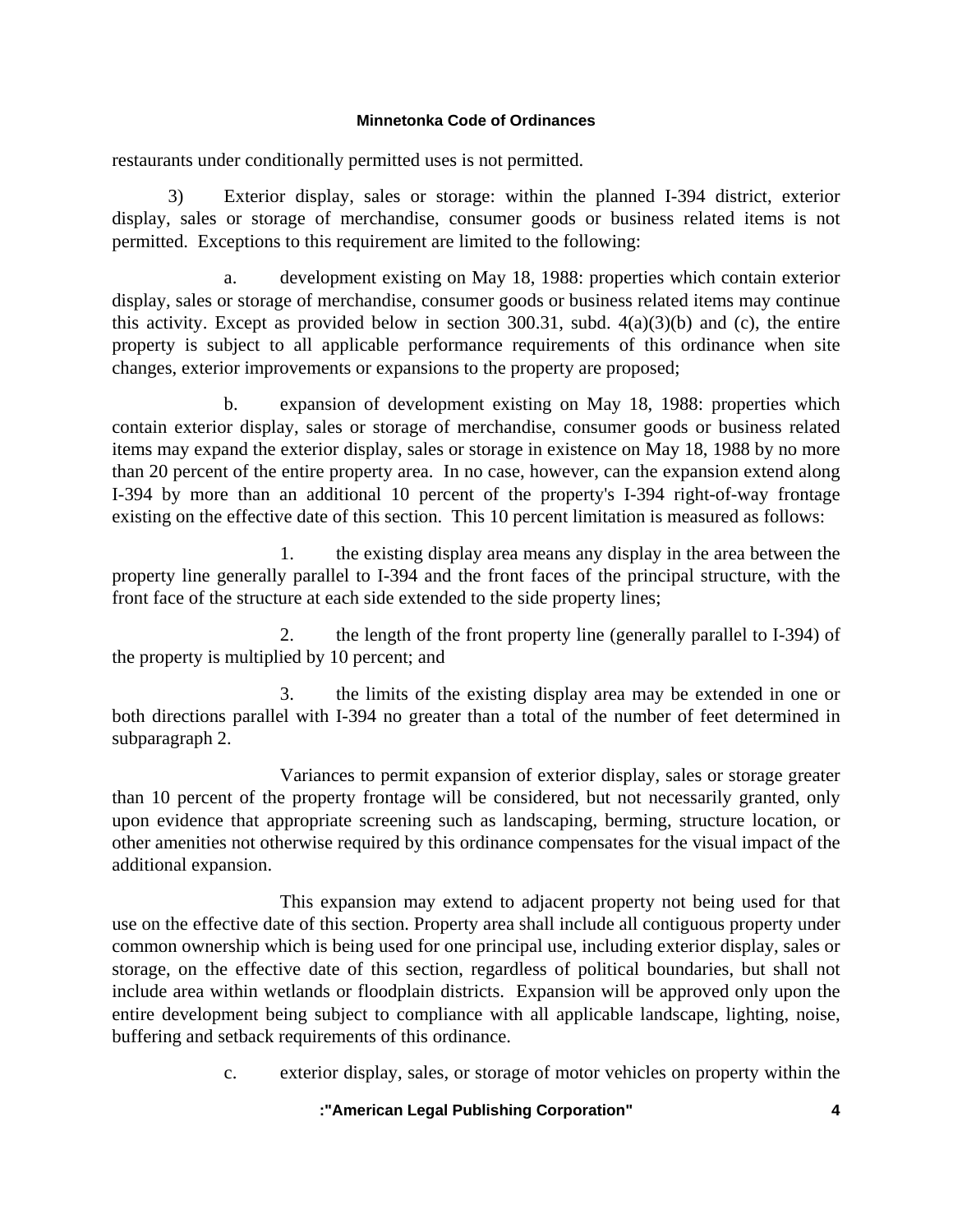restaurants under conditionally permitted uses is not permitted.

3) Exterior display, sales or storage: within the planned I-394 district, exterior display, sales or storage of merchandise, consumer goods or business related items is not permitted. Exceptions to this requirement are limited to the following:

a. development existing on May 18, 1988: properties which contain exterior display, sales or storage of merchandise, consumer goods or business related items may continue this activity. Except as provided below in section 300.31, subd. 4(a)(3)(b) and (c), the entire property is subject to all applicable performance requirements of this ordinance when site changes, exterior improvements or expansions to the property are proposed;

b. expansion of development existing on May 18, 1988: properties which contain exterior display, sales or storage of merchandise, consumer goods or business related items may expand the exterior display, sales or storage in existence on May 18, 1988 by no more than 20 percent of the entire property area. In no case, however, can the expansion extend along I-394 by more than an additional 10 percent of the property's I-394 right-of-way frontage existing on the effective date of this section. This 10 percent limitation is measured as follows:

1. the existing display area means any display in the area between the property line generally parallel to I-394 and the front faces of the principal structure, with the front face of the structure at each side extended to the side property lines;

2. the length of the front property line (generally parallel to I-394) of the property is multiplied by 10 percent; and

3. the limits of the existing display area may be extended in one or both directions parallel with I-394 no greater than a total of the number of feet determined in subparagraph 2.

Variances to permit expansion of exterior display, sales or storage greater than 10 percent of the property frontage will be considered, but not necessarily granted, only upon evidence that appropriate screening such as landscaping, berming, structure location, or other amenities not otherwise required by this ordinance compensates for the visual impact of the additional expansion.

This expansion may extend to adjacent property not being used for that use on the effective date of this section. Property area shall include all contiguous property under common ownership which is being used for one principal use, including exterior display, sales or storage, on the effective date of this section, regardless of political boundaries, but shall not include area within wetlands or floodplain districts. Expansion will be approved only upon the entire development being subject to compliance with all applicable landscape, lighting, noise, buffering and setback requirements of this ordinance.

c. exterior display, sales, or storage of motor vehicles on property within the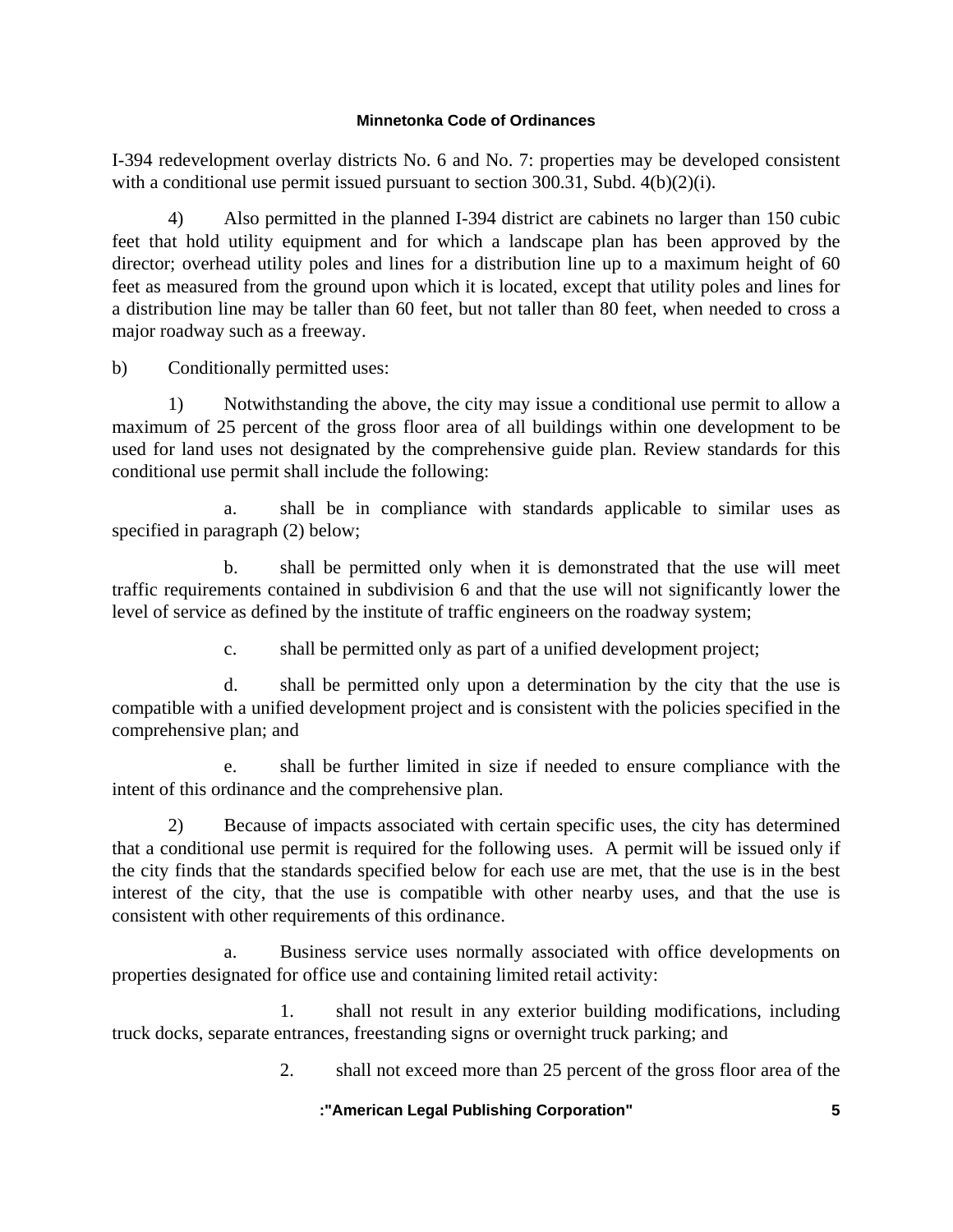I-394 redevelopment overlay districts No. 6 and No. 7: properties may be developed consistent with a conditional use permit issued pursuant to section 300.31, Subd. 4(b)(2)(i).

4) Also permitted in the planned I-394 district are cabinets no larger than 150 cubic feet that hold utility equipment and for which a landscape plan has been approved by the director; overhead utility poles and lines for a distribution line up to a maximum height of 60 feet as measured from the ground upon which it is located, except that utility poles and lines for a distribution line may be taller than 60 feet, but not taller than 80 feet, when needed to cross a major roadway such as a freeway.

b) Conditionally permitted uses:

1) Notwithstanding the above, the city may issue a conditional use permit to allow a maximum of 25 percent of the gross floor area of all buildings within one development to be used for land uses not designated by the comprehensive guide plan. Review standards for this conditional use permit shall include the following:

a. shall be in compliance with standards applicable to similar uses as specified in paragraph (2) below;

b. shall be permitted only when it is demonstrated that the use will meet traffic requirements contained in subdivision 6 and that the use will not significantly lower the level of service as defined by the institute of traffic engineers on the roadway system;

c. shall be permitted only as part of a unified development project;

d. shall be permitted only upon a determination by the city that the use is compatible with a unified development project and is consistent with the policies specified in the comprehensive plan; and

e. shall be further limited in size if needed to ensure compliance with the intent of this ordinance and the comprehensive plan.

2) Because of impacts associated with certain specific uses, the city has determined that a conditional use permit is required for the following uses. A permit will be issued only if the city finds that the standards specified below for each use are met, that the use is in the best interest of the city, that the use is compatible with other nearby uses, and that the use is consistent with other requirements of this ordinance.

a. Business service uses normally associated with office developments on properties designated for office use and containing limited retail activity:

1. shall not result in any exterior building modifications, including truck docks, separate entrances, freestanding signs or overnight truck parking; and

2. shall not exceed more than 25 percent of the gross floor area of the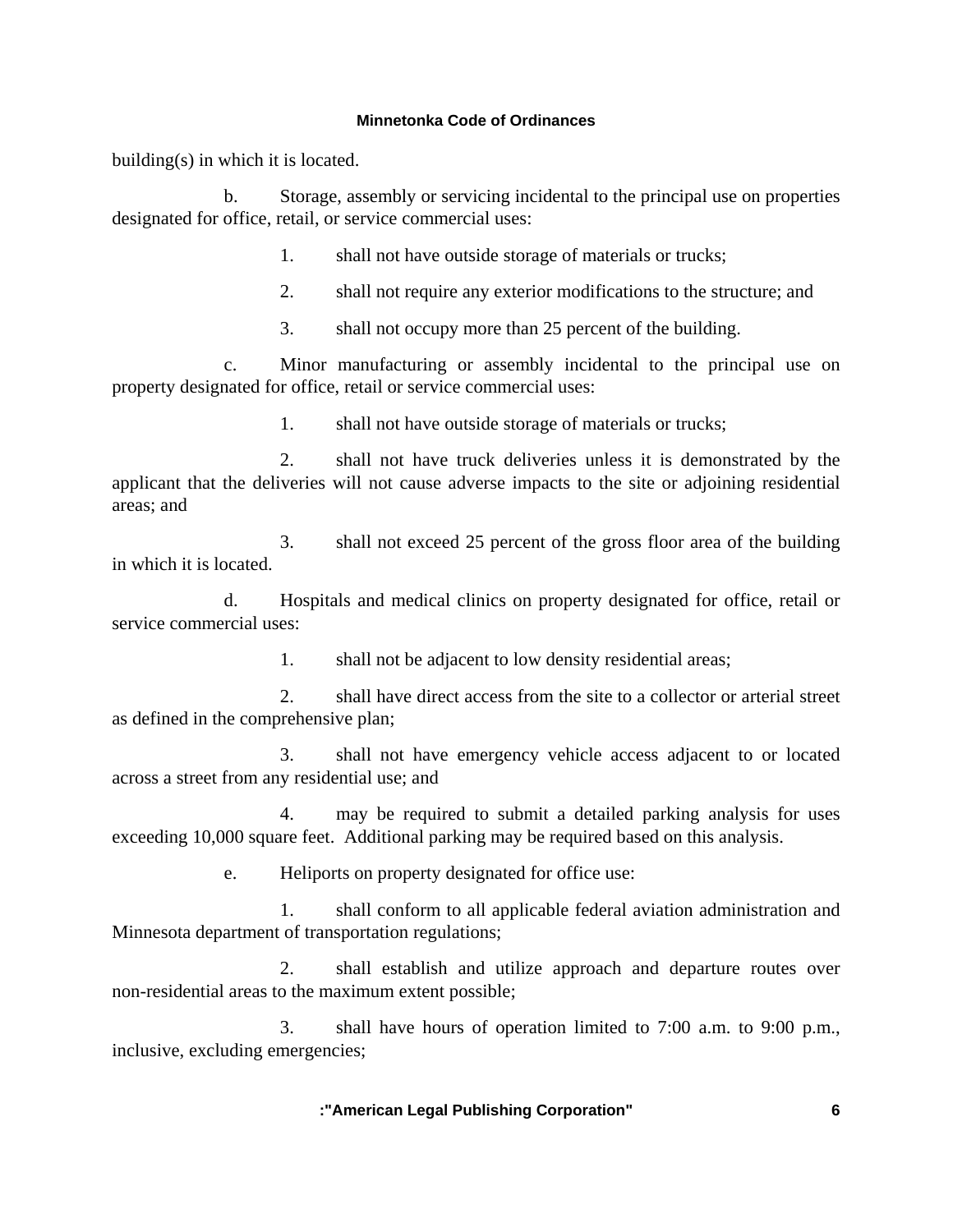building(s) in which it is located.

b. Storage, assembly or servicing incidental to the principal use on properties designated for office, retail, or service commercial uses:

1. shall not have outside storage of materials or trucks;

2. shall not require any exterior modifications to the structure; and

3. shall not occupy more than 25 percent of the building.

c. Minor manufacturing or assembly incidental to the principal use on property designated for office, retail or service commercial uses:

1. shall not have outside storage of materials or trucks;

2. shall not have truck deliveries unless it is demonstrated by the applicant that the deliveries will not cause adverse impacts to the site or adjoining residential areas; and

3. shall not exceed 25 percent of the gross floor area of the building in which it is located.

d. Hospitals and medical clinics on property designated for office, retail or service commercial uses:

1. shall not be adjacent to low density residential areas;

2. shall have direct access from the site to a collector or arterial street as defined in the comprehensive plan;

3. shall not have emergency vehicle access adjacent to or located across a street from any residential use; and

4. may be required to submit a detailed parking analysis for uses exceeding 10,000 square feet. Additional parking may be required based on this analysis.

e. Heliports on property designated for office use:

1. shall conform to all applicable federal aviation administration and Minnesota department of transportation regulations;

2. shall establish and utilize approach and departure routes over non-residential areas to the maximum extent possible;

3. shall have hours of operation limited to 7:00 a.m. to 9:00 p.m., inclusive, excluding emergencies;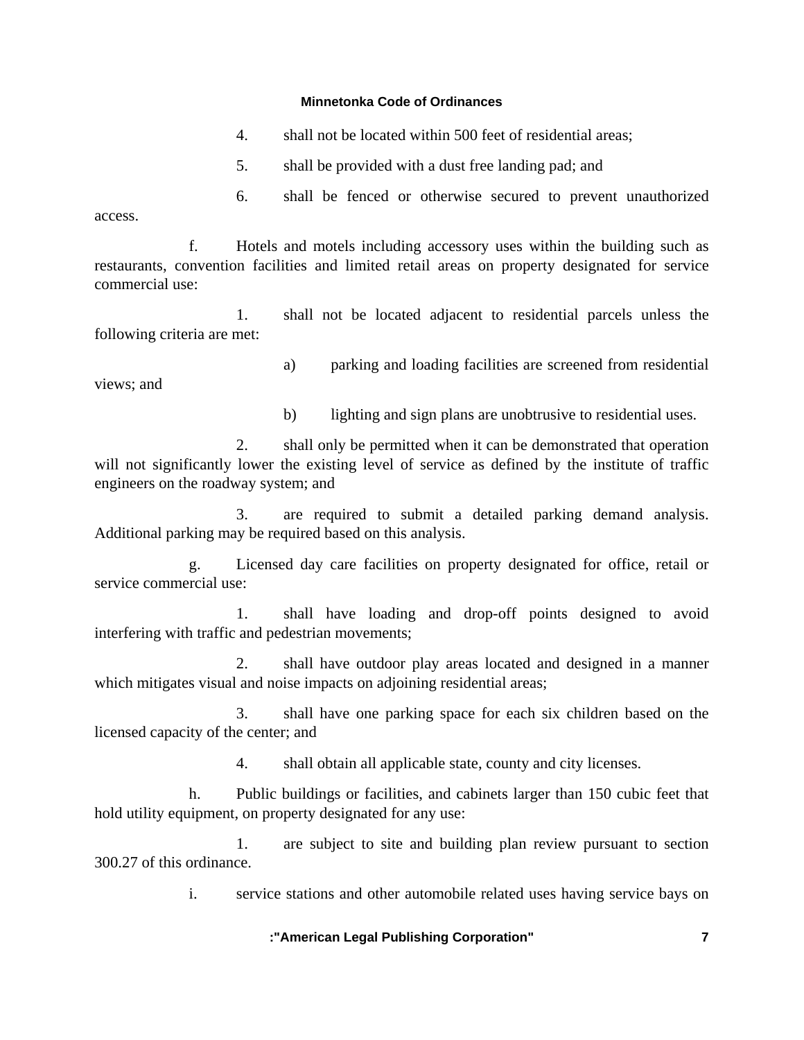4. shall not be located within 500 feet of residential areas;

5. shall be provided with a dust free landing pad; and

6. shall be fenced or otherwise secured to prevent unauthorized access.

f. Hotels and motels including accessory uses within the building such as restaurants, convention facilities and limited retail areas on property designated for service commercial use:

1. shall not be located adjacent to residential parcels unless the following criteria are met:

a) parking and loading facilities are screened from residential views; and

b) lighting and sign plans are unobtrusive to residential uses.

2. shall only be permitted when it can be demonstrated that operation will not significantly lower the existing level of service as defined by the institute of traffic engineers on the roadway system; and

3. are required to submit a detailed parking demand analysis. Additional parking may be required based on this analysis.

g. Licensed day care facilities on property designated for office, retail or service commercial use:

1. shall have loading and drop-off points designed to avoid interfering with traffic and pedestrian movements;

2. shall have outdoor play areas located and designed in a manner which mitigates visual and noise impacts on adjoining residential areas;

3. shall have one parking space for each six children based on the licensed capacity of the center; and

4. shall obtain all applicable state, county and city licenses.

h. Public buildings or facilities, and cabinets larger than 150 cubic feet that hold utility equipment, on property designated for any use:

1. are subject to site and building plan review pursuant to section 300.27 of this ordinance.

i. service stations and other automobile related uses having service bays on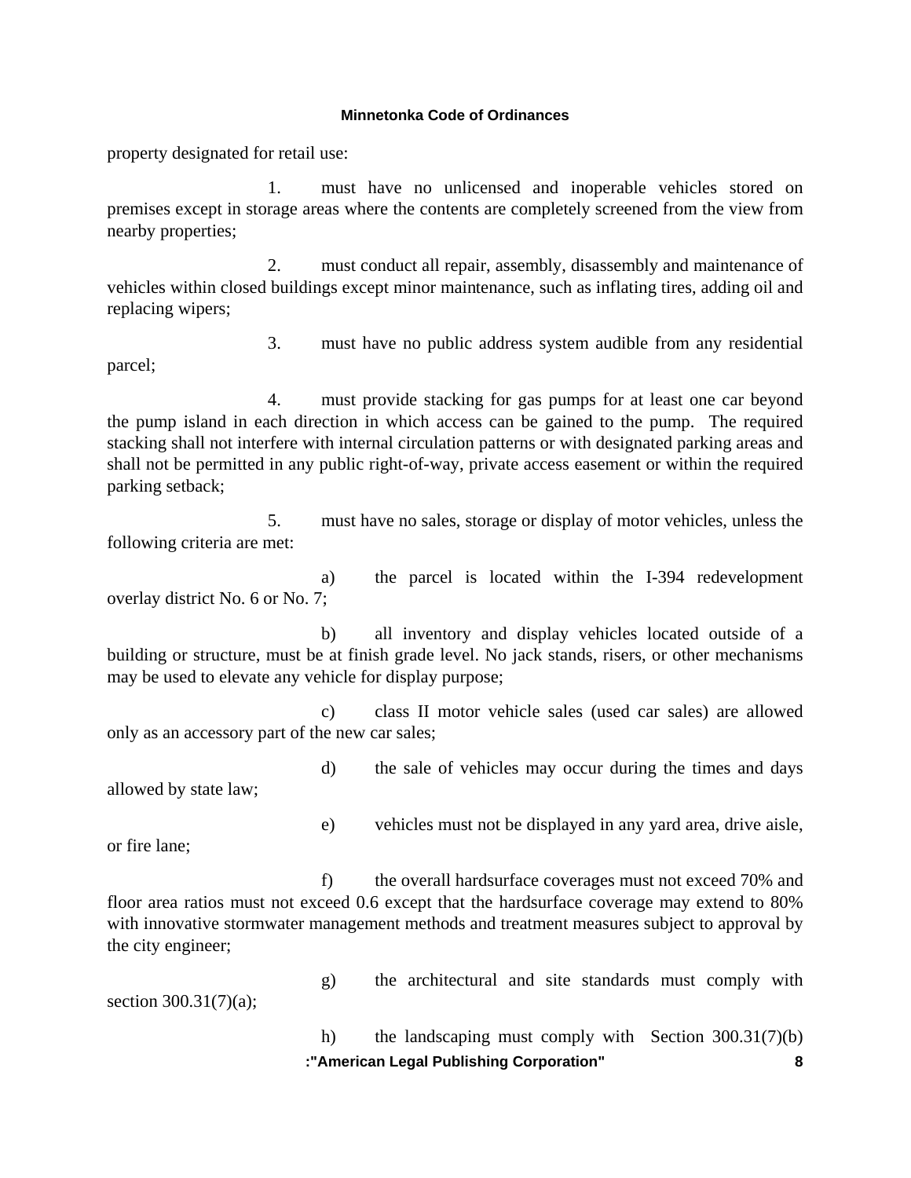property designated for retail use:

1. must have no unlicensed and inoperable vehicles stored on premises except in storage areas where the contents are completely screened from the view from nearby properties;

2. must conduct all repair, assembly, disassembly and maintenance of vehicles within closed buildings except minor maintenance, such as inflating tires, adding oil and replacing wipers;

3. must have no public address system audible from any residential parcel;

4. must provide stacking for gas pumps for at least one car beyond the pump island in each direction in which access can be gained to the pump. The required stacking shall not interfere with internal circulation patterns or with designated parking areas and shall not be permitted in any public right-of-way, private access easement or within the required parking setback;

5. must have no sales, storage or display of motor vehicles, unless the following criteria are met:

a) the parcel is located within the I-394 redevelopment overlay district No. 6 or No. 7;

b) all inventory and display vehicles located outside of a building or structure, must be at finish grade level. No jack stands, risers, or other mechanisms may be used to elevate any vehicle for display purpose;

c) class II motor vehicle sales (used car sales) are allowed only as an accessory part of the new car sales;

d) the sale of vehicles may occur during the times and days allowed by state law;

e) vehicles must not be displayed in any yard area, drive aisle, or fire lane;

f) the overall hardsurface coverages must not exceed 70% and floor area ratios must not exceed 0.6 except that the hardsurface coverage may extend to 80% with innovative stormwater management methods and treatment measures subject to approval by the city engineer;

g) the architectural and site standards must comply with section 300.31(7)(a);

h) the landscaping must comply with Section 300.31(7)(b)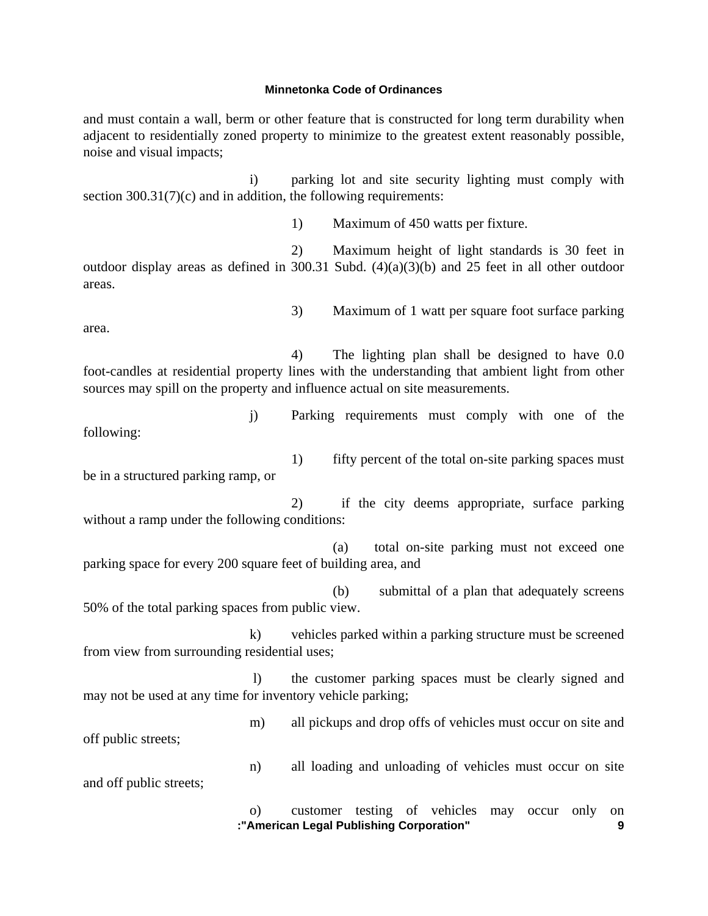and must contain a wall, berm or other feature that is constructed for long term durability when adjacent to residentially zoned property to minimize to the greatest extent reasonably possible, noise and visual impacts;

i) parking lot and site security lighting must comply with section 300.31(7)(c) and in addition, the following requirements:

1) Maximum of 450 watts per fixture.

2) Maximum height of light standards is 30 feet in outdoor display areas as defined in 300.31 Subd. (4)(a)(3)(b) and 25 feet in all other outdoor areas.

3) Maximum of 1 watt per square foot surface parking area.

4) The lighting plan shall be designed to have 0.0 foot-candles at residential property lines with the understanding that ambient light from other sources may spill on the property and influence actual on site measurements.

j) Parking requirements must comply with one of the following:

1) fifty percent of the total on-site parking spaces must be in a structured parking ramp, or

2) if the city deems appropriate, surface parking without a ramp under the following conditions:

(a) total on-site parking must not exceed one parking space for every 200 square feet of building area, and

(b) submittal of a plan that adequately screens 50% of the total parking spaces from public view.

k) vehicles parked within a parking structure must be screened from view from surrounding residential uses;

l) the customer parking spaces must be clearly signed and may not be used at any time for inventory vehicle parking;

m) all pickups and drop offs of vehicles must occur on site and off public streets;

n) all loading and unloading of vehicles must occur on site and off public streets;

o) customer testing of vehicles may occur only on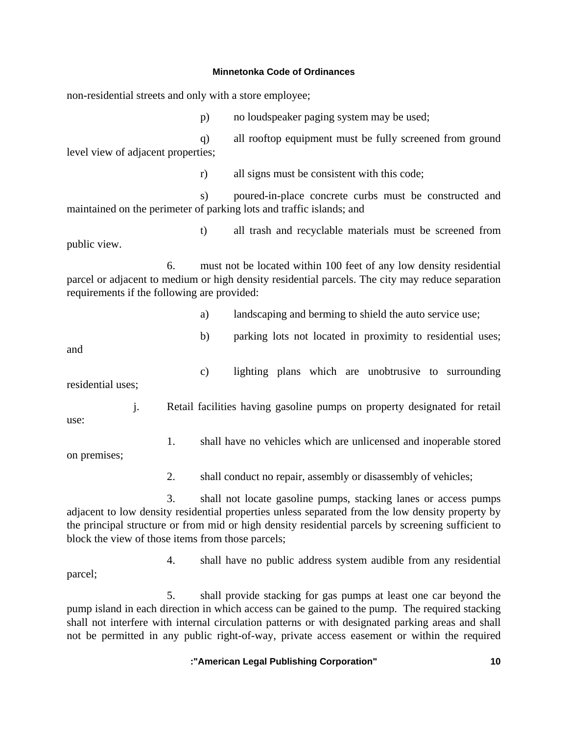non-residential streets and only with a store employee;

p) no loudspeaker paging system may be used;

q) all rooftop equipment must be fully screened from ground level view of adjacent properties;

r) all signs must be consistent with this code;

s) poured-in-place concrete curbs must be constructed and maintained on the perimeter of parking lots and traffic islands; and

t) all trash and recyclable materials must be screened from public view.

6. must not be located within 100 feet of any low density residential parcel or adjacent to medium or high density residential parcels. The city may reduce separation requirements if the following are provided:

a) landscaping and berming to shield the auto service use;

b) parking lots not located in proximity to residential uses; and

c) lighting plans which are unobtrusive to surrounding residential uses;

j. Retail facilities having gasoline pumps on property designated for retail use:

1. shall have no vehicles which are unlicensed and inoperable stored on premises;

2. shall conduct no repair, assembly or disassembly of vehicles;

3. shall not locate gasoline pumps, stacking lanes or access pumps adjacent to low density residential properties unless separated from the low density property by the principal structure or from mid or high density residential parcels by screening sufficient to block the view of those items from those parcels;

4. shall have no public address system audible from any residential parcel;

5. shall provide stacking for gas pumps at least one car beyond the pump island in each direction in which access can be gained to the pump. The required stacking shall not interfere with internal circulation patterns or with designated parking areas and shall not be permitted in any public right-of-way, private access easement or within the required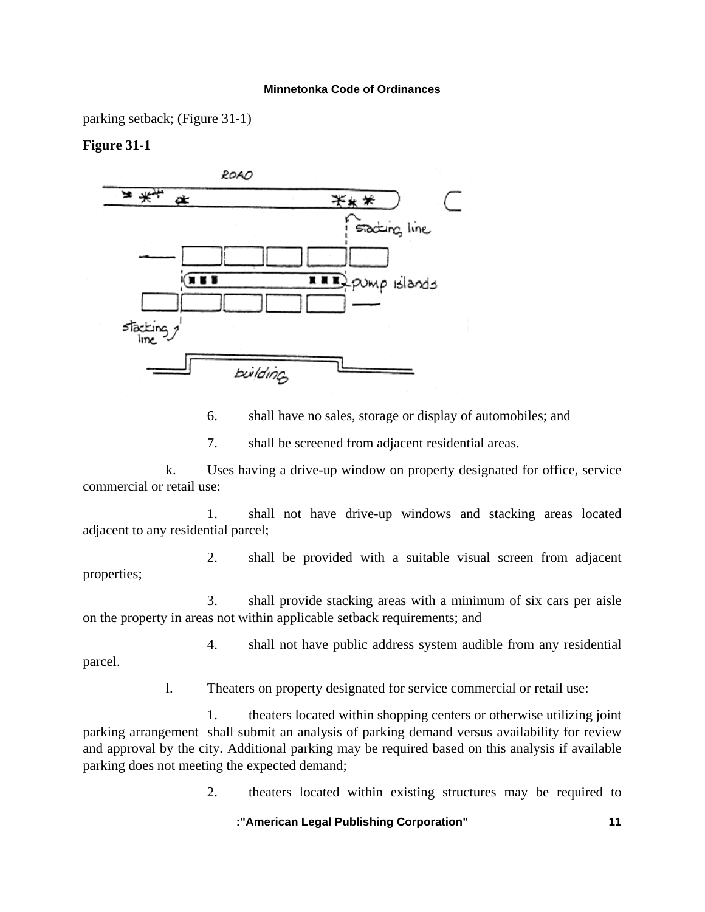parking setback; (Figure 31-1)

**Figure 31-1**

6. shall have no sales, storage or display of automobiles; and

7. shall be screened from adjacent residential areas.

k. Uses having a drive-up window on property designated for office, service commercial or retail use:

1. shall not have drive-up windows and stacking areas located adjacent to any residential parcel;

2. shall be provided with a suitable visual screen from adjacent properties;

3. shall provide stacking areas with a minimum of six cars per aisle on the property in areas not within applicable setback requirements; and

4. shall not have public address system audible from any residential parcel.

l. Theaters on property designated for service commercial or retail use:

1. theaters located within shopping centers or otherwise utilizing joint parking arrangement shall submit an analysis of parking demand versus availability for review and approval by the city. Additional parking may be required based on this analysis if available parking does not meeting the expected demand;

2. theaters located within existing structures may be required to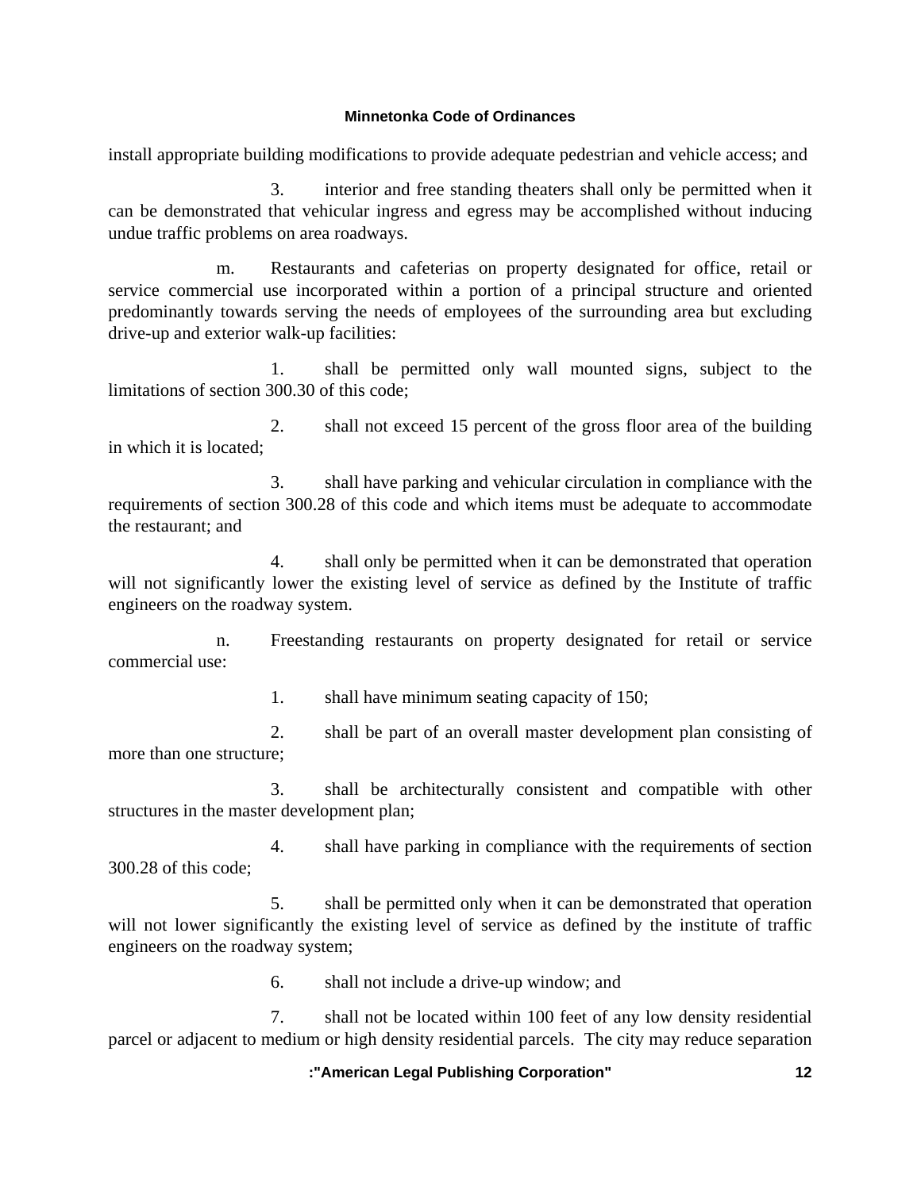install appropriate building modifications to provide adequate pedestrian and vehicle access; and

3. interior and free standing theaters shall only be permitted when it can be demonstrated that vehicular ingress and egress may be accomplished without inducing undue traffic problems on area roadways.

m. Restaurants and cafeterias on property designated for office, retail or service commercial use incorporated within a portion of a principal structure and oriented predominantly towards serving the needs of employees of the surrounding area but excluding drive-up and exterior walk-up facilities:

1. shall be permitted only wall mounted signs, subject to the limitations of section 300.30 of this code;

2. shall not exceed 15 percent of the gross floor area of the building in which it is located;

3. shall have parking and vehicular circulation in compliance with the requirements of section 300.28 of this code and which items must be adequate to accommodate the restaurant; and

4. shall only be permitted when it can be demonstrated that operation will not significantly lower the existing level of service as defined by the Institute of traffic engineers on the roadway system.

n. Freestanding restaurants on property designated for retail or service commercial use:

1. shall have minimum seating capacity of 150;

2. shall be part of an overall master development plan consisting of more than one structure;

3. shall be architecturally consistent and compatible with other structures in the master development plan;

4. shall have parking in compliance with the requirements of section 300.28 of this code;

5. shall be permitted only when it can be demonstrated that operation will not lower significantly the existing level of service as defined by the institute of traffic engineers on the roadway system;

6. shall not include a drive-up window; and

7. shall not be located within 100 feet of any low density residential parcel or adjacent to medium or high density residential parcels. The city may reduce separation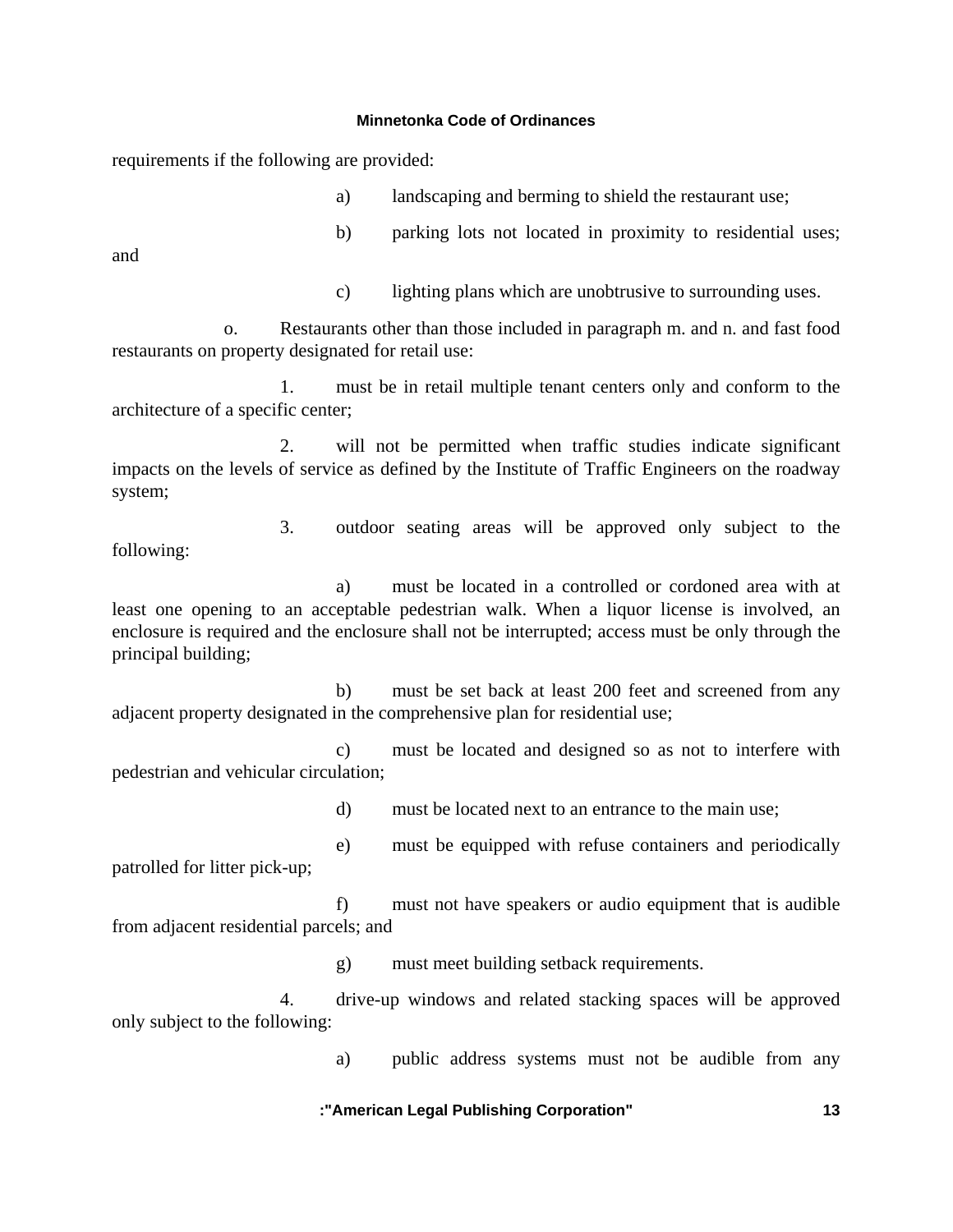requirements if the following are provided:

a) landscaping and berming to shield the restaurant use;

b) parking lots not located in proximity to residential uses; and

c) lighting plans which are unobtrusive to surrounding uses.

o. Restaurants other than those included in paragraph m. and n. and fast food restaurants on property designated for retail use:

1. must be in retail multiple tenant centers only and conform to the architecture of a specific center;

2. will not be permitted when traffic studies indicate significant impacts on the levels of service as defined by the Institute of Traffic Engineers on the roadway system;

3. outdoor seating areas will be approved only subject to the following:

a) must be located in a controlled or cordoned area with at least one opening to an acceptable pedestrian walk. When a liquor license is involved, an enclosure is required and the enclosure shall not be interrupted; access must be only through the principal building;

b) must be set back at least 200 feet and screened from any adjacent property designated in the comprehensive plan for residential use;

c) must be located and designed so as not to interfere with pedestrian and vehicular circulation;

d) must be located next to an entrance to the main use;

e) must be equipped with refuse containers and periodically patrolled for litter pick-up;

f) must not have speakers or audio equipment that is audible from adjacent residential parcels; and

g) must meet building setback requirements.

4. drive-up windows and related stacking spaces will be approved only subject to the following:

a) public address systems must not be audible from any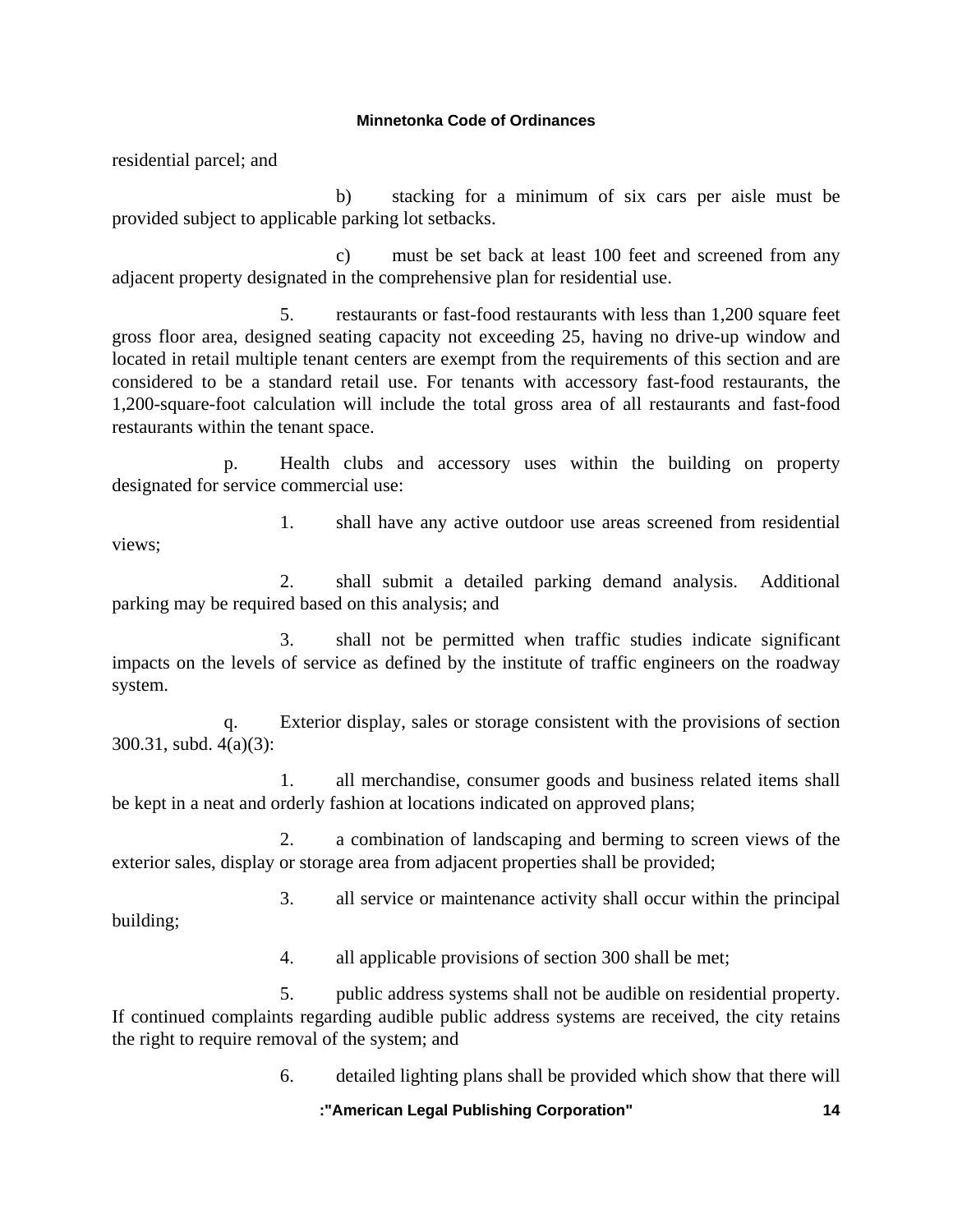residential parcel; and

b) stacking for a minimum of six cars per aisle must be provided subject to applicable parking lot setbacks.

c) must be set back at least 100 feet and screened from any adjacent property designated in the comprehensive plan for residential use.

5. restaurants or fast-food restaurants with less than 1,200 square feet gross floor area, designed seating capacity not exceeding 25, having no drive-up window and located in retail multiple tenant centers are exempt from the requirements of this section and are considered to be a standard retail use. For tenants with accessory fast-food restaurants, the 1,200-square-foot calculation will include the total gross area of all restaurants and fast-food restaurants within the tenant space.

p. Health clubs and accessory uses within the building on property designated for service commercial use:

1. shall have any active outdoor use areas screened from residential views;

2. shall submit a detailed parking demand analysis. Additional parking may be required based on this analysis; and

3. shall not be permitted when traffic studies indicate significant impacts on the levels of service as defined by the institute of traffic engineers on the roadway system.

q. Exterior display, sales or storage consistent with the provisions of section 300.31, subd. 4(a)(3):

1. all merchandise, consumer goods and business related items shall be kept in a neat and orderly fashion at locations indicated on approved plans;

2. a combination of landscaping and berming to screen views of the exterior sales, display or storage area from adjacent properties shall be provided;

3. all service or maintenance activity shall occur within the principal building;

4. all applicable provisions of section 300 shall be met;

5. public address systems shall not be audible on residential property. If continued complaints regarding audible public address systems are received, the city retains the right to require removal of the system; and

6. detailed lighting plans shall be provided which show that there will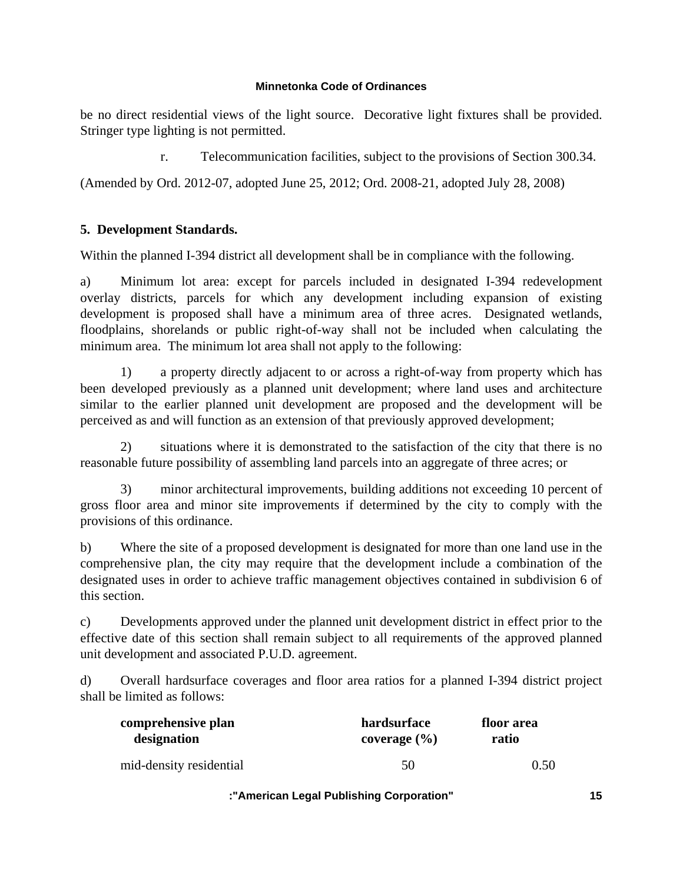be no direct residential views of the light source. Decorative light fixtures shall be provided. Stringer type lighting is not permitted.

r. Telecommunication facilities, subject to the provisions of Section 300.34.

(Amended by Ord. 2012-07, adopted June 25, 2012; Ord. 2008-21, adopted July 28, 2008)

**5. Development Standards.**

Within the planned I-394 district all development shall be in compliance with the following.

a) Minimum lot area: except for parcels included in designated I-394 redevelopment overlay districts, parcels for which any development including expansion of existing development is proposed shall have a minimum area of three acres. Designated wetlands, floodplains, shorelands or public right-of-way shall not be included when calculating the minimum area. The minimum lot area shall not apply to the following:

1) a property directly adjacent to or across a right-of-way from property which has been developed previously as a planned unit development; where land uses and architecture similar to the earlier planned unit development are proposed and the development will be perceived as and will function as an extension of that previously approved development;

2) situations where it is demonstrated to the satisfaction of the city that there is no reasonable future possibility of assembling land parcels into an aggregate of three acres; or

3) minor architectural improvements, building additions not exceeding 10 percent of gross floor area and minor site improvements if determined by the city to comply with the provisions of this ordinance.

b) Where the site of a proposed development is designated for more than one land use in the comprehensive plan, the city may require that the development include a combination of the designated uses in order to achieve traffic management objectives contained in subdivision 6 of this section.

c) Developments approved under the planned unit development district in effect prior to the effective date of this section shall remain subject to all requirements of the approved planned unit development and associated P.U.D. agreement.

d) Overall hardsurface coverages and floor area ratios for a planned I-394 district project shall be limited as follows:

| comprehensive plan designation | hardsurface coverage (%) | floor area ratio |
|---|---|---|
| mid-density residential | 50 | 0.50 |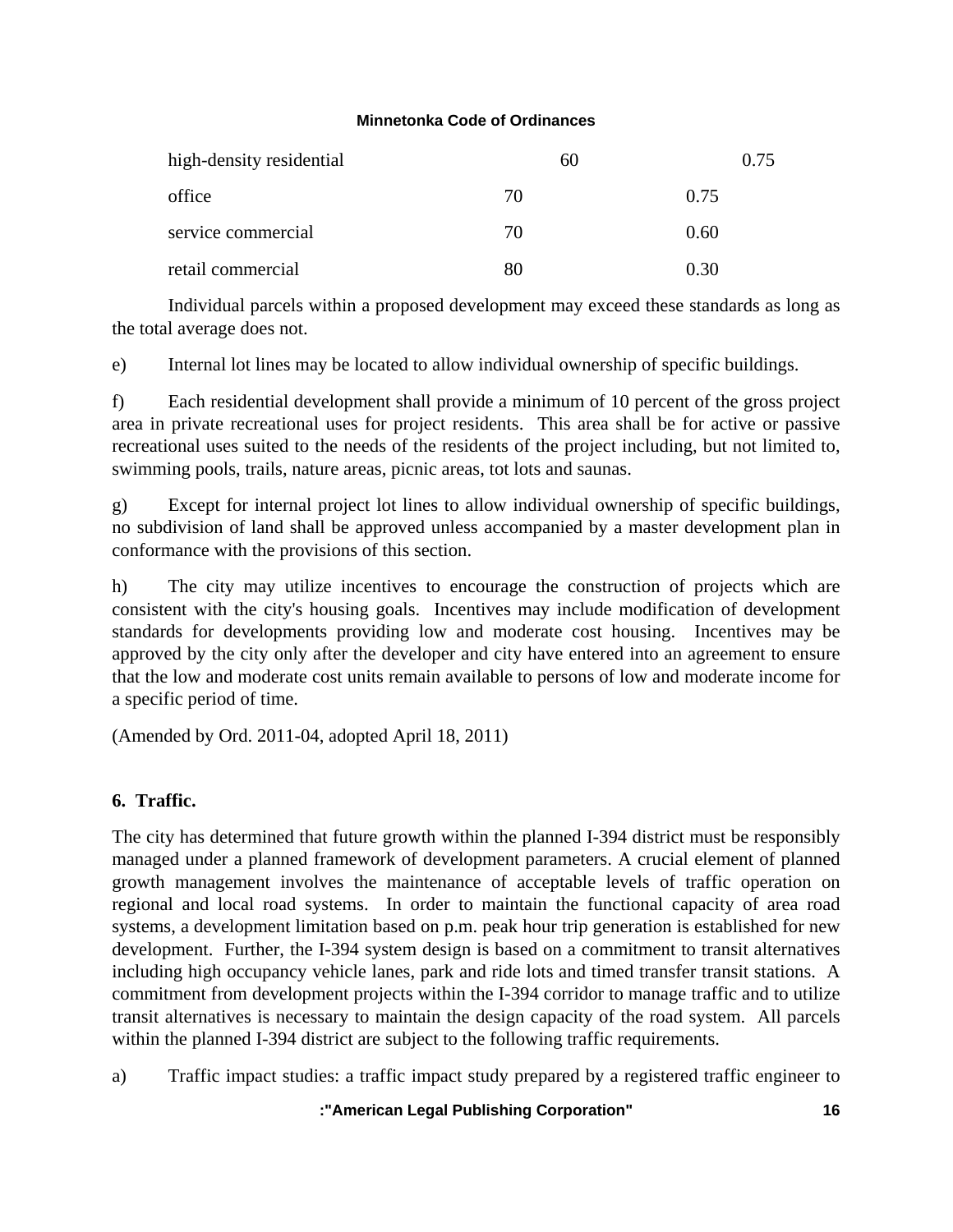| | | |
|---|---|---|
| high-density residential | 60 | 0.75 |
| office | 70 | 0.75 |
| service commercial | 70 | 0.60 |
| retail commercial | 80 | 0.30 |

Individual parcels within a proposed development may exceed these standards as long as the total average does not.

e) Internal lot lines may be located to allow individual ownership of specific buildings.

f) Each residential development shall provide a minimum of 10 percent of the gross project area in private recreational uses for project residents. This area shall be for active or passive recreational uses suited to the needs of the residents of the project including, but not limited to, swimming pools, trails, nature areas, picnic areas, tot lots and saunas.

g) Except for internal project lot lines to allow individual ownership of specific buildings, no subdivision of land shall be approved unless accompanied by a master development plan in conformance with the provisions of this section.

h) The city may utilize incentives to encourage the construction of projects which are consistent with the city's housing goals. Incentives may include modification of development standards for developments providing low and moderate cost housing. Incentives may be approved by the city only after the developer and city have entered into an agreement to ensure that the low and moderate cost units remain available to persons of low and moderate income for a specific period of time.

(Amended by Ord. 2011-04, adopted April 18, 2011)

**6. Traffic.**

The city has determined that future growth within the planned I-394 district must be responsibly managed under a planned framework of development parameters. A crucial element of planned growth management involves the maintenance of acceptable levels of traffic operation on regional and local road systems. In order to maintain the functional capacity of area road systems, a development limitation based on p.m. peak hour trip generation is established for new development. Further, the I-394 system design is based on a commitment to transit alternatives including high occupancy vehicle lanes, park and ride lots and timed transfer transit stations. A commitment from development projects within the I-394 corridor to manage traffic and to utilize transit alternatives is necessary to maintain the design capacity of the road system. All parcels within the planned I-394 district are subject to the following traffic requirements.

a) Traffic impact studies: a traffic impact study prepared by a registered traffic engineer to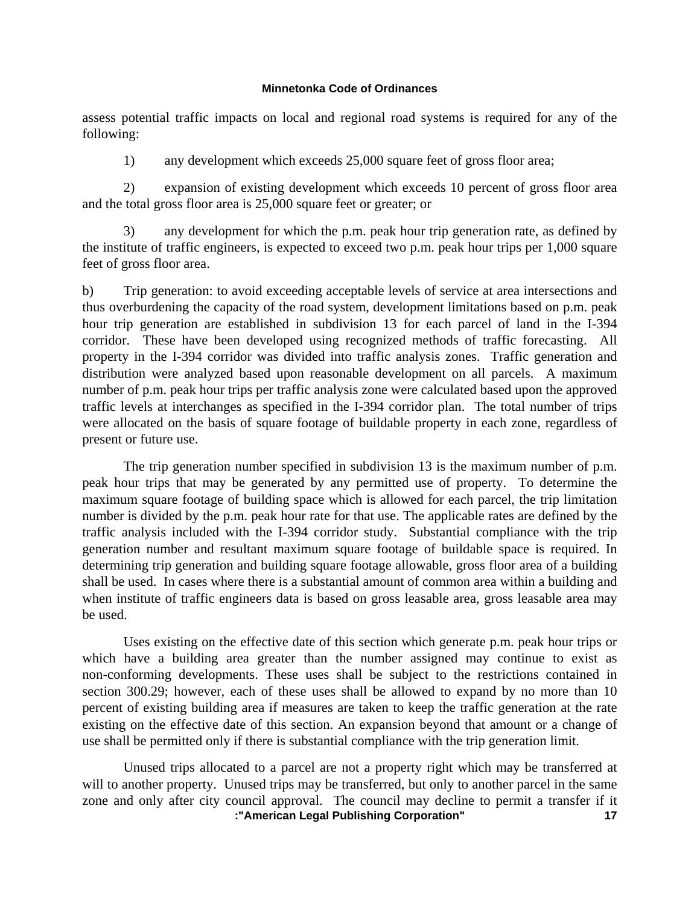assess potential traffic impacts on local and regional road systems is required for any of the following:

1) any development which exceeds 25,000 square feet of gross floor area;

2) expansion of existing development which exceeds 10 percent of gross floor area and the total gross floor area is 25,000 square feet or greater; or

3) any development for which the p.m. peak hour trip generation rate, as defined by the institute of traffic engineers, is expected to exceed two p.m. peak hour trips per 1,000 square feet of gross floor area.

b) Trip generation: to avoid exceeding acceptable levels of service at area intersections and thus overburdening the capacity of the road system, development limitations based on p.m. peak hour trip generation are established in subdivision 13 for each parcel of land in the I-394 corridor. These have been developed using recognized methods of traffic forecasting. All property in the I-394 corridor was divided into traffic analysis zones. Traffic generation and distribution were analyzed based upon reasonable development on all parcels. A maximum number of p.m. peak hour trips per traffic analysis zone were calculated based upon the approved traffic levels at interchanges as specified in the I-394 corridor plan. The total number of trips were allocated on the basis of square footage of buildable property in each zone, regardless of present or future use.

The trip generation number specified in subdivision 13 is the maximum number of p.m. peak hour trips that may be generated by any permitted use of property. To determine the maximum square footage of building space which is allowed for each parcel, the trip limitation number is divided by the p.m. peak hour rate for that use. The applicable rates are defined by the traffic analysis included with the I-394 corridor study. Substantial compliance with the trip generation number and resultant maximum square footage of buildable space is required. In determining trip generation and building square footage allowable, gross floor area of a building shall be used. In cases where there is a substantial amount of common area within a building and when institute of traffic engineers data is based on gross leasable area, gross leasable area may be used.

Uses existing on the effective date of this section which generate p.m. peak hour trips or which have a building area greater than the number assigned may continue to exist as non-conforming developments. These uses shall be subject to the restrictions contained in section 300.29; however, each of these uses shall be allowed to expand by no more than 10 percent of existing building area if measures are taken to keep the traffic generation at the rate existing on the effective date of this section. An expansion beyond that amount or a change of use shall be permitted only if there is substantial compliance with the trip generation limit.

Unused trips allocated to a parcel are not a property right which may be transferred at will to another property. Unused trips may be transferred, but only to another parcel in the same zone and only after city council approval. The council may decline to permit a transfer if it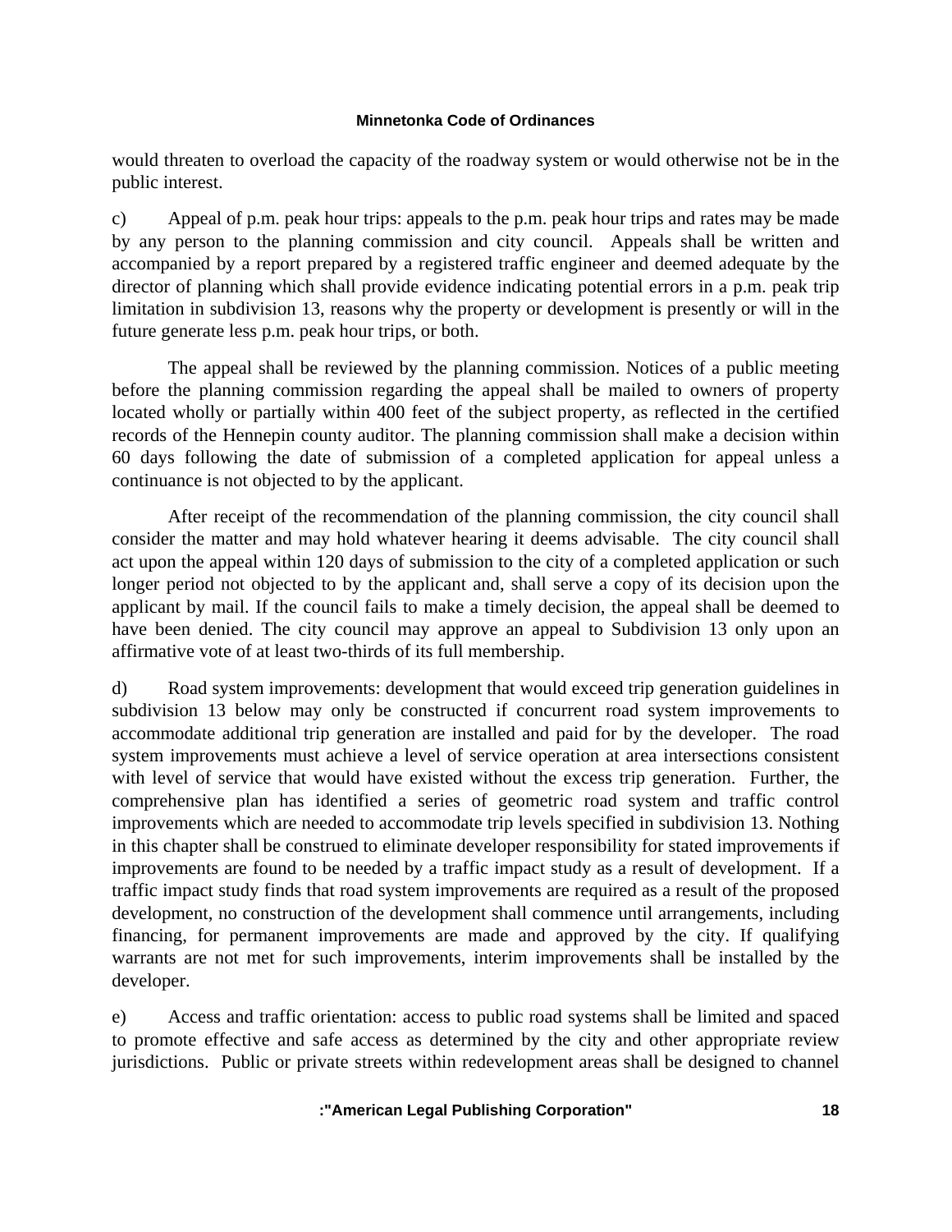would threaten to overload the capacity of the roadway system or would otherwise not be in the public interest.

c) Appeal of p.m. peak hour trips: appeals to the p.m. peak hour trips and rates may be made by any person to the planning commission and city council. Appeals shall be written and accompanied by a report prepared by a registered traffic engineer and deemed adequate by the director of planning which shall provide evidence indicating potential errors in a p.m. peak trip limitation in subdivision 13, reasons why the property or development is presently or will in the future generate less p.m. peak hour trips, or both.

The appeal shall be reviewed by the planning commission. Notices of a public meeting before the planning commission regarding the appeal shall be mailed to owners of property located wholly or partially within 400 feet of the subject property, as reflected in the certified records of the Hennepin county auditor. The planning commission shall make a decision within 60 days following the date of submission of a completed application for appeal unless a continuance is not objected to by the applicant.

After receipt of the recommendation of the planning commission, the city council shall consider the matter and may hold whatever hearing it deems advisable. The city council shall act upon the appeal within 120 days of submission to the city of a completed application or such longer period not objected to by the applicant and, shall serve a copy of its decision upon the applicant by mail. If the council fails to make a timely decision, the appeal shall be deemed to have been denied. The city council may approve an appeal to Subdivision 13 only upon an affirmative vote of at least two-thirds of its full membership.

d) Road system improvements: development that would exceed trip generation guidelines in subdivision 13 below may only be constructed if concurrent road system improvements to accommodate additional trip generation are installed and paid for by the developer. The road system improvements must achieve a level of service operation at area intersections consistent with level of service that would have existed without the excess trip generation. Further, the comprehensive plan has identified a series of geometric road system and traffic control improvements which are needed to accommodate trip levels specified in subdivision 13. Nothing in this chapter shall be construed to eliminate developer responsibility for stated improvements if improvements are found to be needed by a traffic impact study as a result of development. If a traffic impact study finds that road system improvements are required as a result of the proposed development, no construction of the development shall commence until arrangements, including financing, for permanent improvements are made and approved by the city. If qualifying warrants are not met for such improvements, interim improvements shall be installed by the developer.

e) Access and traffic orientation: access to public road systems shall be limited and spaced to promote effective and safe access as determined by the city and other appropriate review jurisdictions. Public or private streets within redevelopment areas shall be designed to channel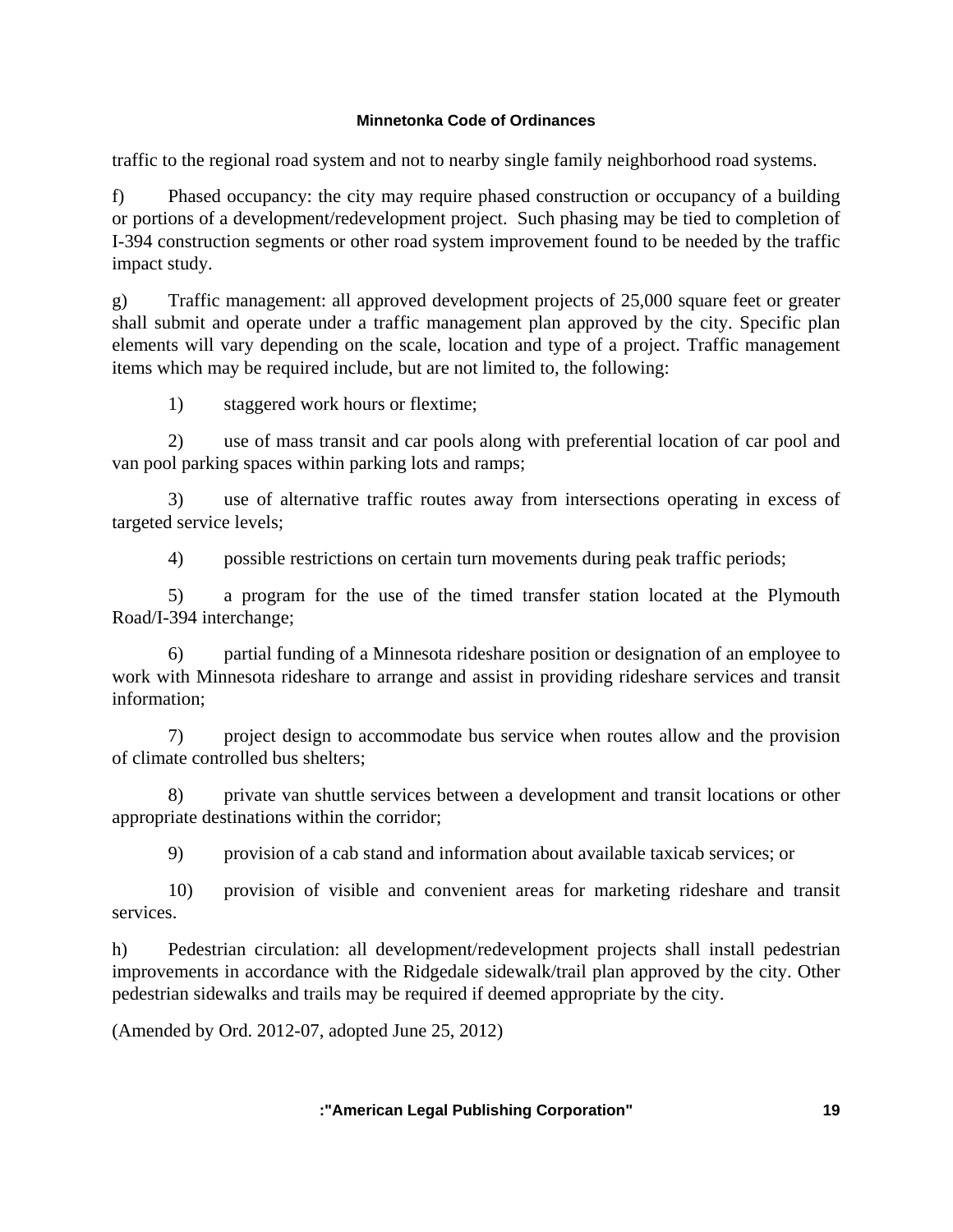traffic to the regional road system and not to nearby single family neighborhood road systems.

f) Phased occupancy: the city may require phased construction or occupancy of a building or portions of a development/redevelopment project. Such phasing may be tied to completion of I-394 construction segments or other road system improvement found to be needed by the traffic impact study.

g) Traffic management: all approved development projects of 25,000 square feet or greater shall submit and operate under a traffic management plan approved by the city. Specific plan elements will vary depending on the scale, location and type of a project. Traffic management items which may be required include, but are not limited to, the following:

1) staggered work hours or flextime;

2) use of mass transit and car pools along with preferential location of car pool and van pool parking spaces within parking lots and ramps;

3) use of alternative traffic routes away from intersections operating in excess of targeted service levels;

4) possible restrictions on certain turn movements during peak traffic periods;

5) a program for the use of the timed transfer station located at the Plymouth Road/I-394 interchange;

6) partial funding of a Minnesota rideshare position or designation of an employee to work with Minnesota rideshare to arrange and assist in providing rideshare services and transit information;

7) project design to accommodate bus service when routes allow and the provision of climate controlled bus shelters;

8) private van shuttle services between a development and transit locations or other appropriate destinations within the corridor;

9) provision of a cab stand and information about available taxicab services; or

10) provision of visible and convenient areas for marketing rideshare and transit services.

h) Pedestrian circulation: all development/redevelopment projects shall install pedestrian improvements in accordance with the Ridgedale sidewalk/trail plan approved by the city. Other pedestrian sidewalks and trails may be required if deemed appropriate by the city.

(Amended by Ord. 2012-07, adopted June 25, 2012)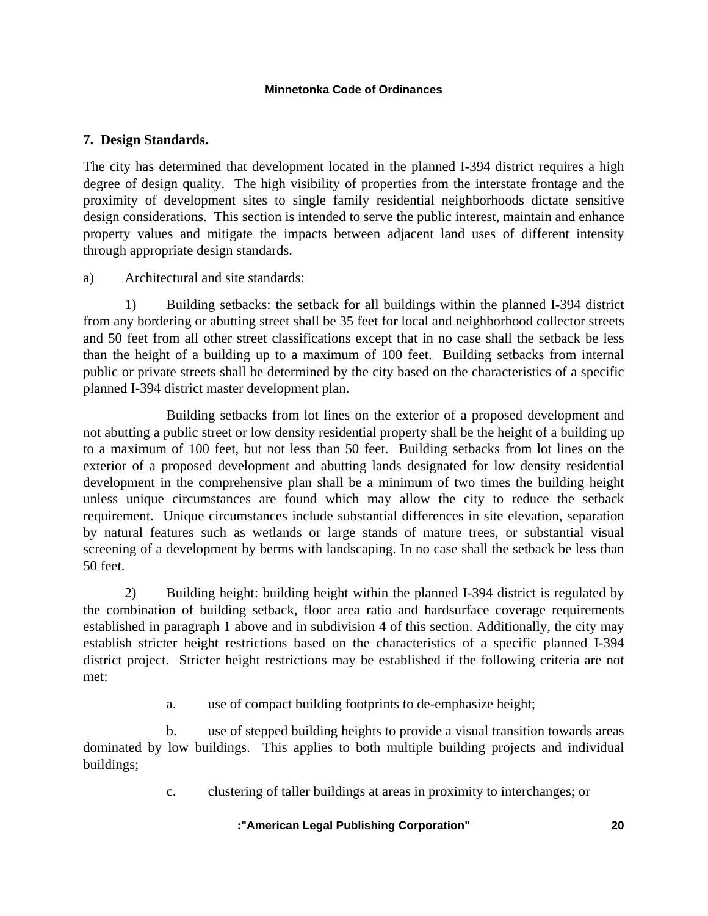### 7. Design Standards.

The city has determined that development located in the planned I-394 district requires a high degree of design quality. The high visibility of properties from the interstate frontage and the proximity of development sites to single family residential neighborhoods dictate sensitive design considerations. This section is intended to serve the public interest, maintain and enhance property values and mitigate the impacts between adjacent land uses of different intensity through appropriate design standards.

a) Architectural and site standards:

1) Building setbacks: the setback for all buildings within the planned I-394 district from any bordering or abutting street shall be 35 feet for local and neighborhood collector streets and 50 feet from all other street classifications except that in no case shall the setback be less than the height of a building up to a maximum of 100 feet. Building setbacks from internal public or private streets shall be determined by the city based on the characteristics of a specific planned I-394 district master development plan.

Building setbacks from lot lines on the exterior of a proposed development and not abutting a public street or low density residential property shall be the height of a building up to a maximum of 100 feet, but not less than 50 feet. Building setbacks from lot lines on the exterior of a proposed development and abutting lands designated for low density residential development in the comprehensive plan shall be a minimum of two times the building height unless unique circumstances are found which may allow the city to reduce the setback requirement. Unique circumstances include substantial differences in site elevation, separation by natural features such as wetlands or large stands of mature trees, or substantial visual screening of a development by berms with landscaping. In no case shall the setback be less than 50 feet.

2) Building height: building height within the planned I-394 district is regulated by the combination of building setback, floor area ratio and hardsurface coverage requirements established in paragraph 1 above and in subdivision 4 of this section. Additionally, the city may establish stricter height restrictions based on the characteristics of a specific planned I-394 district project. Stricter height restrictions may be established if the following criteria are not met:

a. use of compact building footprints to de-emphasize height;

b. use of stepped building heights to provide a visual transition towards areas dominated by low buildings. This applies to both multiple building projects and individual buildings;

c. clustering of taller buildings at areas in proximity to interchanges; or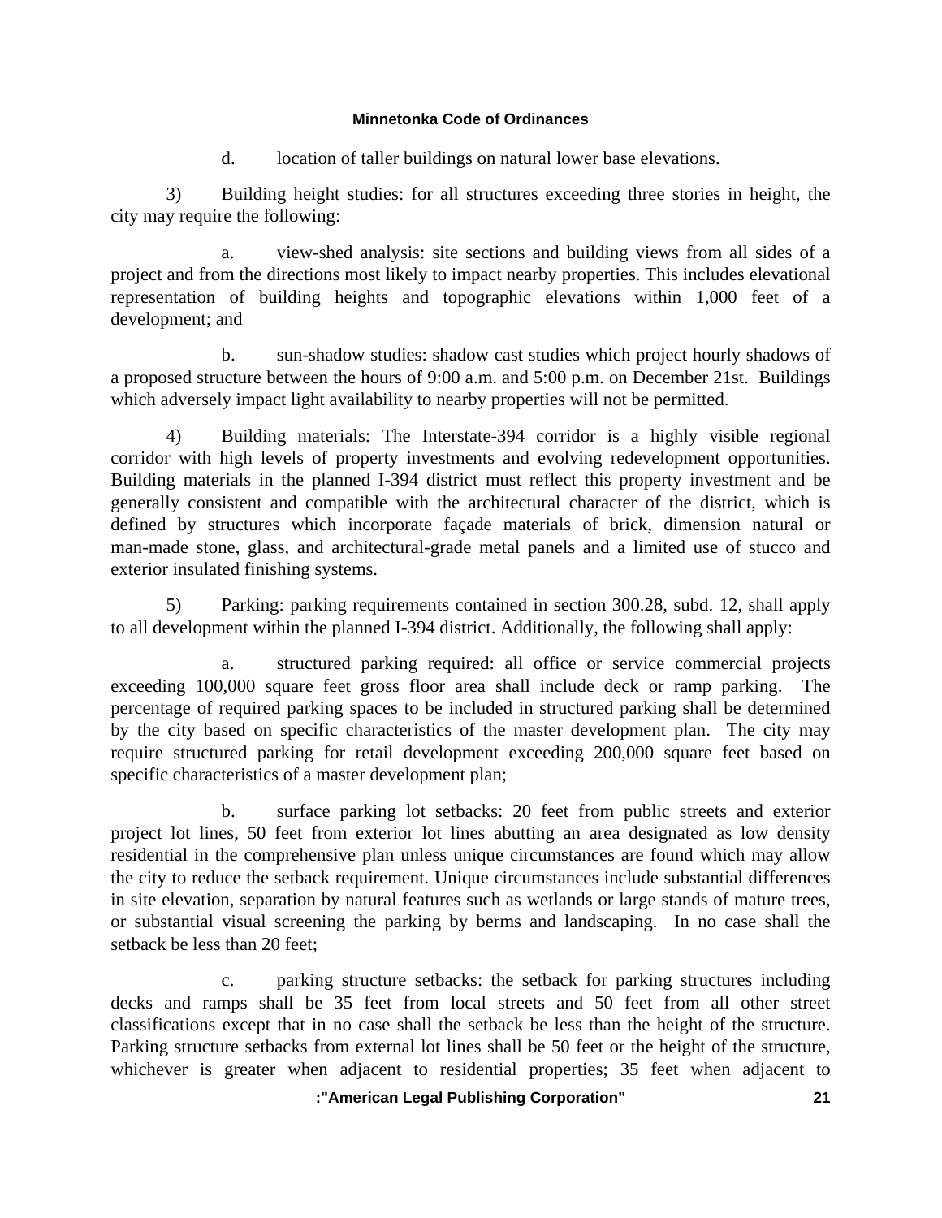d. location of taller buildings on natural lower base elevations.

3) Building height studies: for all structures exceeding three stories in height, the city may require the following:

a. view-shed analysis: site sections and building views from all sides of a project and from the directions most likely to impact nearby properties. This includes elevational representation of building heights and topographic elevations within 1,000 feet of a development; and

b. sun-shadow studies: shadow cast studies which project hourly shadows of a proposed structure between the hours of 9:00 a.m. and 5:00 p.m. on December 21st. Buildings which adversely impact light availability to nearby properties will not be permitted.

4) Building materials: The Interstate-394 corridor is a highly visible regional corridor with high levels of property investments and evolving redevelopment opportunities. Building materials in the planned I-394 district must reflect this property investment and be generally consistent and compatible with the architectural character of the district, which is defined by structures which incorporate façade materials of brick, dimension natural or man-made stone, glass, and architectural-grade metal panels and a limited use of stucco and exterior insulated finishing systems.

5) Parking: parking requirements contained in section 300.28, subd. 12, shall apply to all development within the planned I-394 district. Additionally, the following shall apply:

a. structured parking required: all office or service commercial projects exceeding 100,000 square feet gross floor area shall include deck or ramp parking. The percentage of required parking spaces to be included in structured parking shall be determined by the city based on specific characteristics of the master development plan. The city may require structured parking for retail development exceeding 200,000 square feet based on specific characteristics of a master development plan;

b. surface parking lot setbacks: 20 feet from public streets and exterior project lot lines, 50 feet from exterior lot lines abutting an area designated as low density residential in the comprehensive plan unless unique circumstances are found which may allow the city to reduce the setback requirement. Unique circumstances include substantial differences in site elevation, separation by natural features such as wetlands or large stands of mature trees, or substantial visual screening the parking by berms and landscaping. In no case shall the setback be less than 20 feet;

c. parking structure setbacks: the setback for parking structures including decks and ramps shall be 35 feet from local streets and 50 feet from all other street classifications except that in no case shall the setback be less than the height of the structure. Parking structure setbacks from external lot lines shall be 50 feet or the height of the structure, whichever is greater when adjacent to residential properties; 35 feet when adjacent to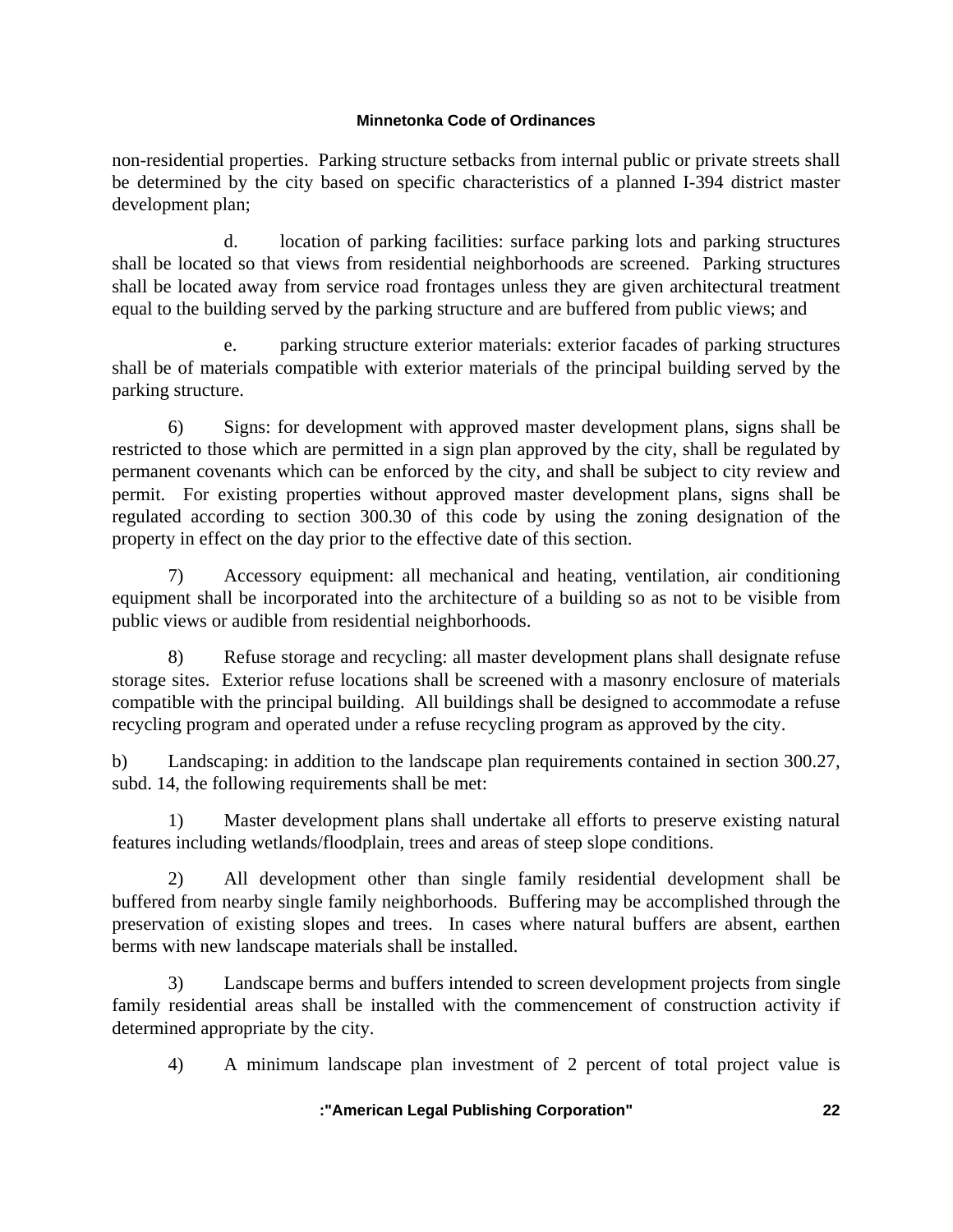non-residential properties. Parking structure setbacks from internal public or private streets shall be determined by the city based on specific characteristics of a planned I-394 district master development plan;

d. location of parking facilities: surface parking lots and parking structures shall be located so that views from residential neighborhoods are screened. Parking structures shall be located away from service road frontages unless they are given architectural treatment equal to the building served by the parking structure and are buffered from public views; and

e. parking structure exterior materials: exterior facades of parking structures shall be of materials compatible with exterior materials of the principal building served by the parking structure.

6) Signs: for development with approved master development plans, signs shall be restricted to those which are permitted in a sign plan approved by the city, shall be regulated by permanent covenants which can be enforced by the city, and shall be subject to city review and permit. For existing properties without approved master development plans, signs shall be regulated according to section 300.30 of this code by using the zoning designation of the property in effect on the day prior to the effective date of this section.

7) Accessory equipment: all mechanical and heating, ventilation, air conditioning equipment shall be incorporated into the architecture of a building so as not to be visible from public views or audible from residential neighborhoods.

8) Refuse storage and recycling: all master development plans shall designate refuse storage sites. Exterior refuse locations shall be screened with a masonry enclosure of materials compatible with the principal building. All buildings shall be designed to accommodate a refuse recycling program and operated under a refuse recycling program as approved by the city.

b) Landscaping: in addition to the landscape plan requirements contained in section 300.27, subd. 14, the following requirements shall be met:

1) Master development plans shall undertake all efforts to preserve existing natural features including wetlands/floodplain, trees and areas of steep slope conditions.

2) All development other than single family residential development shall be buffered from nearby single family neighborhoods. Buffering may be accomplished through the preservation of existing slopes and trees. In cases where natural buffers are absent, earthen berms with new landscape materials shall be installed.

3) Landscape berms and buffers intended to screen development projects from single family residential areas shall be installed with the commencement of construction activity if determined appropriate by the city.

4) A minimum landscape plan investment of 2 percent of total project value is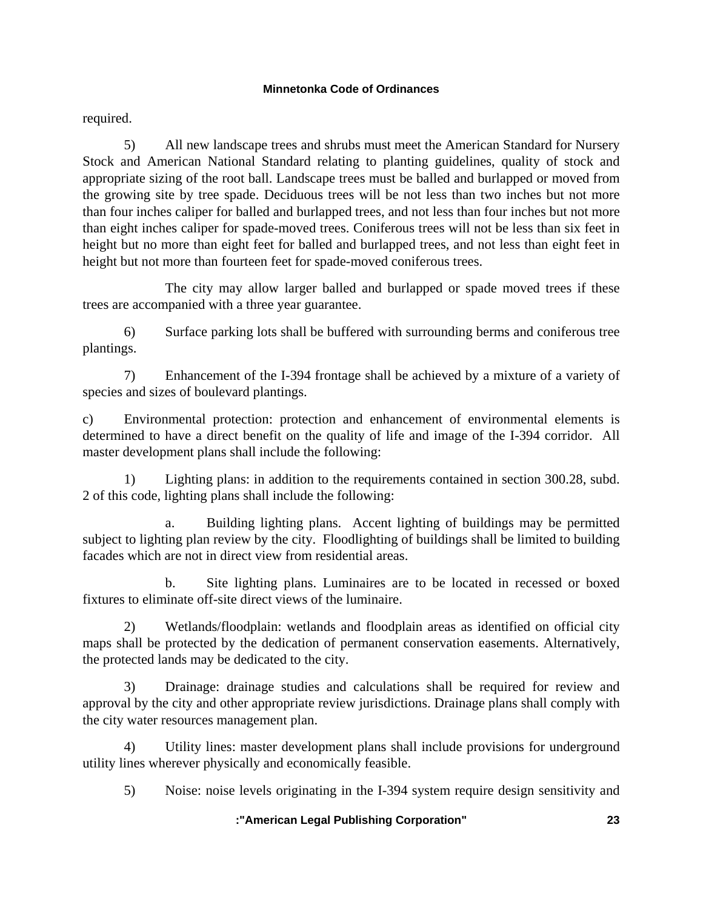required.

5) All new landscape trees and shrubs must meet the American Standard for Nursery Stock and American National Standard relating to planting guidelines, quality of stock and appropriate sizing of the root ball. Landscape trees must be balled and burlapped or moved from the growing site by tree spade. Deciduous trees will be not less than two inches but not more than four inches caliper for balled and burlapped trees, and not less than four inches but not more than eight inches caliper for spade-moved trees. Coniferous trees will not be less than six feet in height but no more than eight feet for balled and burlapped trees, and not less than eight feet in height but not more than fourteen feet for spade-moved coniferous trees.

The city may allow larger balled and burlapped or spade moved trees if these trees are accompanied with a three year guarantee.

6) Surface parking lots shall be buffered with surrounding berms and coniferous tree plantings.

7) Enhancement of the I-394 frontage shall be achieved by a mixture of a variety of species and sizes of boulevard plantings.

c) Environmental protection: protection and enhancement of environmental elements is determined to have a direct benefit on the quality of life and image of the I-394 corridor. All master development plans shall include the following:

1) Lighting plans: in addition to the requirements contained in section 300.28, subd. 2 of this code, lighting plans shall include the following:

a. Building lighting plans. Accent lighting of buildings may be permitted subject to lighting plan review by the city. Floodlighting of buildings shall be limited to building facades which are not in direct view from residential areas.

b. Site lighting plans. Luminaires are to be located in recessed or boxed fixtures to eliminate off-site direct views of the luminaire.

2) Wetlands/floodplain: wetlands and floodplain areas as identified on official city maps shall be protected by the dedication of permanent conservation easements. Alternatively, the protected lands may be dedicated to the city.

3) Drainage: drainage studies and calculations shall be required for review and approval by the city and other appropriate review jurisdictions. Drainage plans shall comply with the city water resources management plan.

4) Utility lines: master development plans shall include provisions for underground utility lines wherever physically and economically feasible.

5) Noise: noise levels originating in the I-394 system require design sensitivity and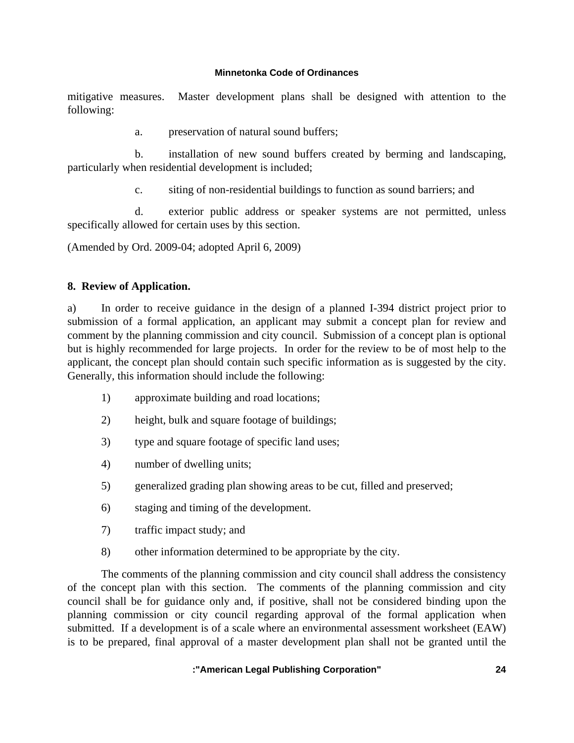mitigative measures. Master development plans shall be designed with attention to the following:

a. preservation of natural sound buffers;

b. installation of new sound buffers created by berming and landscaping, particularly when residential development is included;

c. siting of non-residential buildings to function as sound barriers; and

d. exterior public address or speaker systems are not permitted, unless specifically allowed for certain uses by this section.

(Amended by Ord. 2009-04; adopted April 6, 2009)

**8. Review of Application.**

a) In order to receive guidance in the design of a planned I-394 district project prior to submission of a formal application, an applicant may submit a concept plan for review and comment by the planning commission and city council. Submission of a concept plan is optional but is highly recommended for large projects. In order for the review to be of most help to the applicant, the concept plan should contain such specific information as is suggested by the city. Generally, this information should include the following:

1) approximate building and road locations;

2) height, bulk and square footage of buildings;

3) type and square footage of specific land uses;

4) number of dwelling units;

5) generalized grading plan showing areas to be cut, filled and preserved;

6) staging and timing of the development.

7) traffic impact study; and

8) other information determined to be appropriate by the city.

The comments of the planning commission and city council shall address the consistency of the concept plan with this section. The comments of the planning commission and city council shall be for guidance only and, if positive, shall not be considered binding upon the planning commission or city council regarding approval of the formal application when submitted. If a development is of a scale where an environmental assessment worksheet (EAW) is to be prepared, final approval of a master development plan shall not be granted until the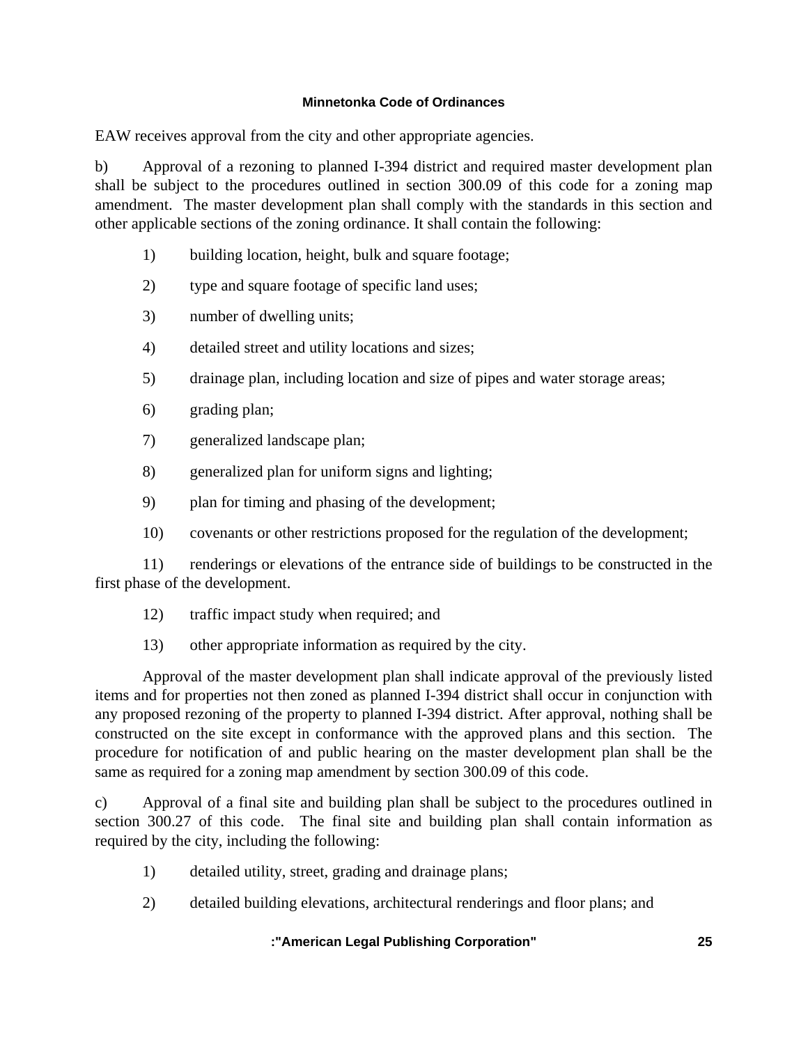EAW receives approval from the city and other appropriate agencies.

b) Approval of a rezoning to planned I-394 district and required master development plan shall be subject to the procedures outlined in section 300.09 of this code for a zoning map amendment. The master development plan shall comply with the standards in this section and other applicable sections of the zoning ordinance. It shall contain the following:

1) building location, height, bulk and square footage;

2) type and square footage of specific land uses;

3) number of dwelling units;

4) detailed street and utility locations and sizes;

5) drainage plan, including location and size of pipes and water storage areas;

6) grading plan;

7) generalized landscape plan;

8) generalized plan for uniform signs and lighting;

9) plan for timing and phasing of the development;

10) covenants or other restrictions proposed for the regulation of the development;

11) renderings or elevations of the entrance side of buildings to be constructed in the first phase of the development.

12) traffic impact study when required; and

13) other appropriate information as required by the city.

Approval of the master development plan shall indicate approval of the previously listed items and for properties not then zoned as planned I-394 district shall occur in conjunction with any proposed rezoning of the property to planned I-394 district. After approval, nothing shall be constructed on the site except in conformance with the approved plans and this section. The procedure for notification of and public hearing on the master development plan shall be the same as required for a zoning map amendment by section 300.09 of this code.

c) Approval of a final site and building plan shall be subject to the procedures outlined in section 300.27 of this code. The final site and building plan shall contain information as required by the city, including the following:

1) detailed utility, street, grading and drainage plans;

2) detailed building elevations, architectural renderings and floor plans; and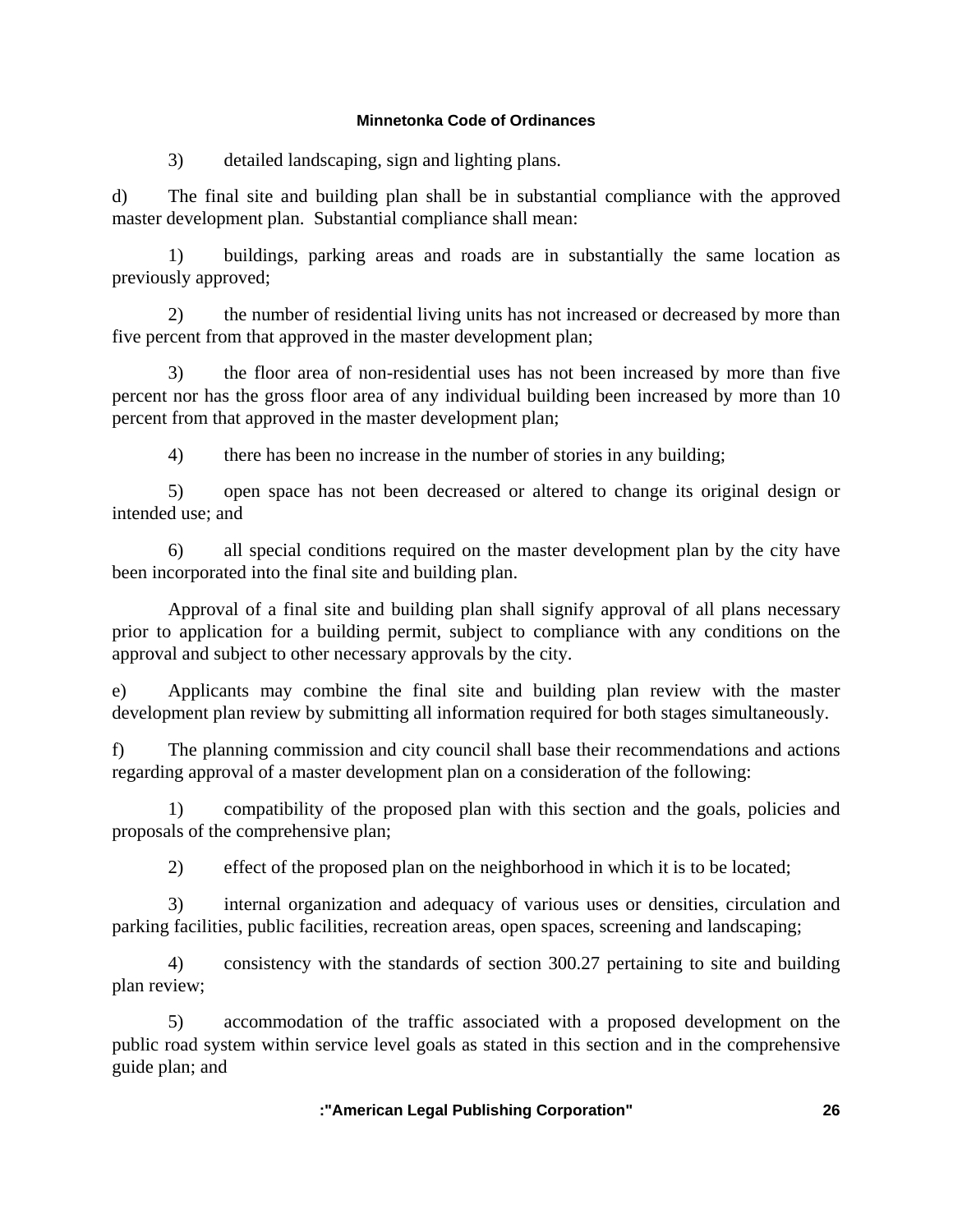3) detailed landscaping, sign and lighting plans.

d) The final site and building plan shall be in substantial compliance with the approved master development plan. Substantial compliance shall mean:

1) buildings, parking areas and roads are in substantially the same location as previously approved;

2) the number of residential living units has not increased or decreased by more than five percent from that approved in the master development plan;

3) the floor area of non-residential uses has not been increased by more than five percent nor has the gross floor area of any individual building been increased by more than 10 percent from that approved in the master development plan;

4) there has been no increase in the number of stories in any building;

5) open space has not been decreased or altered to change its original design or intended use; and

6) all special conditions required on the master development plan by the city have been incorporated into the final site and building plan.

Approval of a final site and building plan shall signify approval of all plans necessary prior to application for a building permit, subject to compliance with any conditions on the approval and subject to other necessary approvals by the city.

e) Applicants may combine the final site and building plan review with the master development plan review by submitting all information required for both stages simultaneously.

f) The planning commission and city council shall base their recommendations and actions regarding approval of a master development plan on a consideration of the following:

1) compatibility of the proposed plan with this section and the goals, policies and proposals of the comprehensive plan;

2) effect of the proposed plan on the neighborhood in which it is to be located;

3) internal organization and adequacy of various uses or densities, circulation and parking facilities, public facilities, recreation areas, open spaces, screening and landscaping;

4) consistency with the standards of section 300.27 pertaining to site and building plan review;

5) accommodation of the traffic associated with a proposed development on the public road system within service level goals as stated in this section and in the comprehensive guide plan; and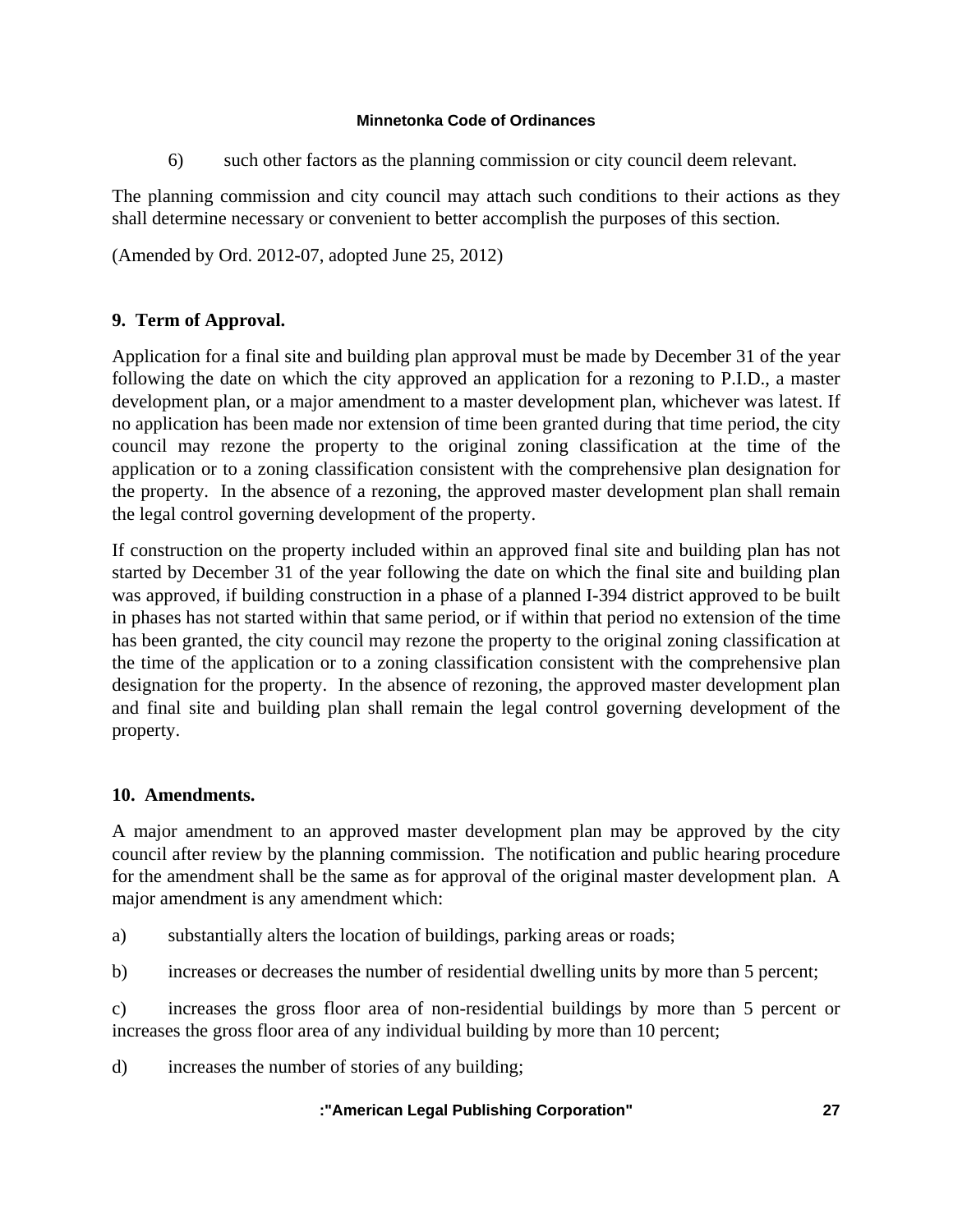6) such other factors as the planning commission or city council deem relevant.

The planning commission and city council may attach such conditions to their actions as they shall determine necessary or convenient to better accomplish the purposes of this section.

(Amended by Ord. 2012-07, adopted June 25, 2012)

**9. Term of Approval.**

Application for a final site and building plan approval must be made by December 31 of the year following the date on which the city approved an application for a rezoning to P.I.D., a master development plan, or a major amendment to a master development plan, whichever was latest. If no application has been made nor extension of time been granted during that time period, the city council may rezone the property to the original zoning classification at the time of the application or to a zoning classification consistent with the comprehensive plan designation for the property. In the absence of a rezoning, the approved master development plan shall remain the legal control governing development of the property.

If construction on the property included within an approved final site and building plan has not started by December 31 of the year following the date on which the final site and building plan was approved, if building construction in a phase of a planned I-394 district approved to be built in phases has not started within that same period, or if within that period no extension of the time has been granted, the city council may rezone the property to the original zoning classification at the time of the application or to a zoning classification consistent with the comprehensive plan designation for the property. In the absence of rezoning, the approved master development plan and final site and building plan shall remain the legal control governing development of the property.

**10. Amendments.**

A major amendment to an approved master development plan may be approved by the city council after review by the planning commission. The notification and public hearing procedure for the amendment shall be the same as for approval of the original master development plan. A major amendment is any amendment which:

a) substantially alters the location of buildings, parking areas or roads;

b) increases or decreases the number of residential dwelling units by more than 5 percent;

c) increases the gross floor area of non-residential buildings by more than 5 percent or increases the gross floor area of any individual building by more than 10 percent;

d) increases the number of stories of any building;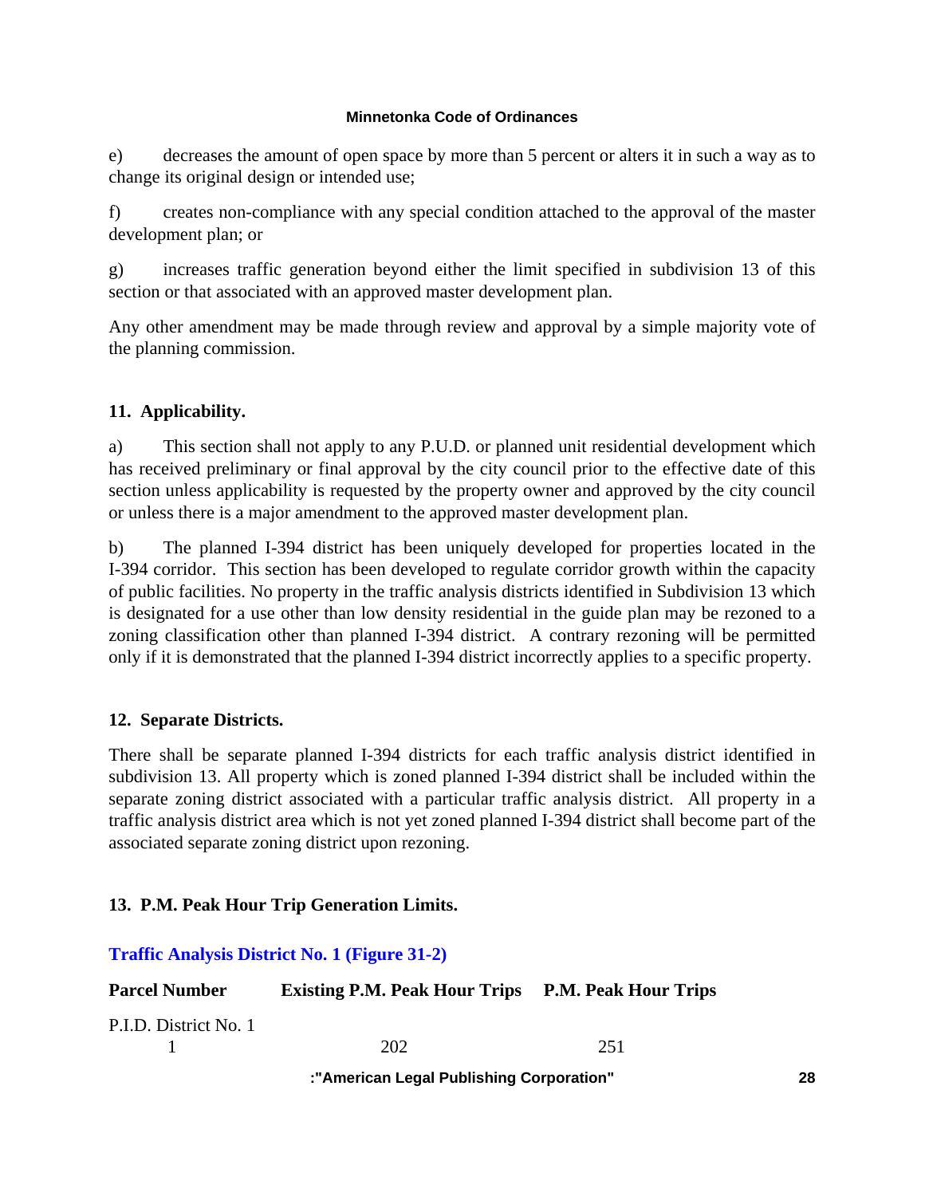e) decreases the amount of open space by more than 5 percent or alters it in such a way as to change its original design or intended use;

f) creates non-compliance with any special condition attached to the approval of the master development plan; or

g) increases traffic generation beyond either the limit specified in subdivision 13 of this section or that associated with an approved master development plan.

Any other amendment may be made through review and approval by a simple majority vote of the planning commission.

**11. Applicability.**

a) This section shall not apply to any P.U.D. or planned unit residential development which has received preliminary or final approval by the city council prior to the effective date of this section unless applicability is requested by the property owner and approved by the city council or unless there is a major amendment to the approved master development plan.

b) The planned I-394 district has been uniquely developed for properties located in the I-394 corridor. This section has been developed to regulate corridor growth within the capacity of public facilities. No property in the traffic analysis districts identified in Subdivision 13 which is designated for a use other than low density residential in the guide plan may be rezoned to a zoning classification other than planned I-394 district. A contrary rezoning will be permitted only if it is demonstrated that the planned I-394 district incorrectly applies to a specific property.

**12. Separate Districts.**

There shall be separate planned I-394 districts for each traffic analysis district identified in subdivision 13. All property which is zoned planned I-394 district shall be included within the separate zoning district associated with a particular traffic analysis district. All property in a traffic analysis district area which is not yet zoned planned I-394 district shall become part of the associated separate zoning district upon rezoning.

**13. P.M. Peak Hour Trip Generation Limits.**

**Traffic Analysis District No. 1 (Figure 31-2)**

| Parcel Number | Existing P.M. Peak Hour Trips | P.M. Peak Hour Trips |
|---|---|---|
| P.I.D. District No. 1 | | |
| 1 | 202 | 251 |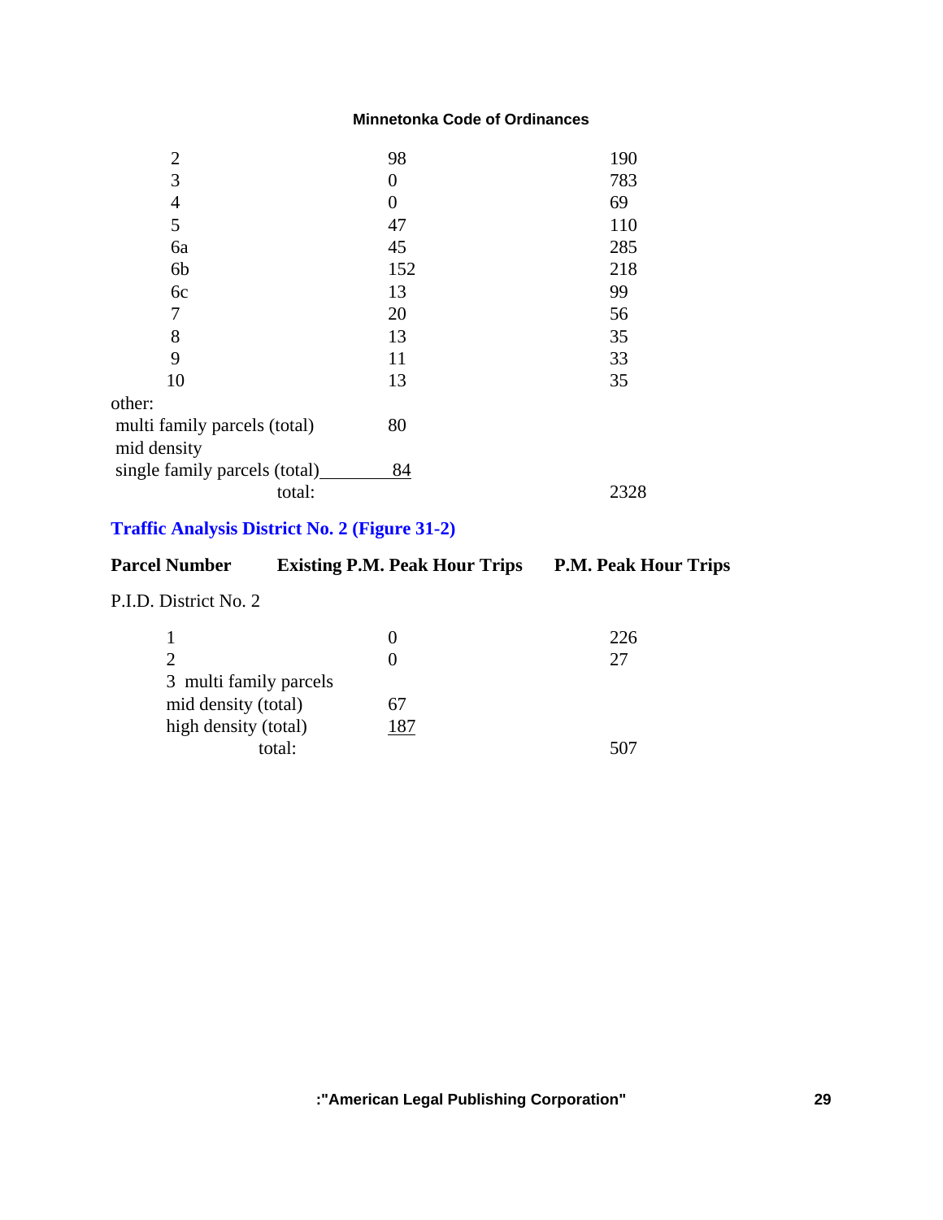| | | |
|---|---|---|
| 2 | 98 | 190 |
| 3 | 0 | 783 |
| 4 | 0 | 69 |
| 5 | 47 | 110 |
| 6a | 45 | 285 |
| 6b | 152 | 218 |
| 6c | 13 | 99 |
| 7 | 20 | 56 |
| 8 | 13 | 35 |
| 9 | 11 | 33 |
| 10 | 13 | 35 |
| other: | | |
| multi family parcels (total) | 80 | |
| mid density | | |
| single family parcels (total) | 84 | |
| total: | | 2328 |

### Traffic Analysis District No. 2 (Figure 31-2)

| Parcel Number | Existing P.M. Peak Hour Trips | P.M. Peak Hour Trips |
|---|---|---|
| P.I.D. District No. 2 | | |
| 1 | 0 | 226 |
| 2 | 0 | 27 |
| 3 multi family parcels | | |
| mid density (total) | 67 | |
| high density (total) | 187 | |
| total: | | 507 |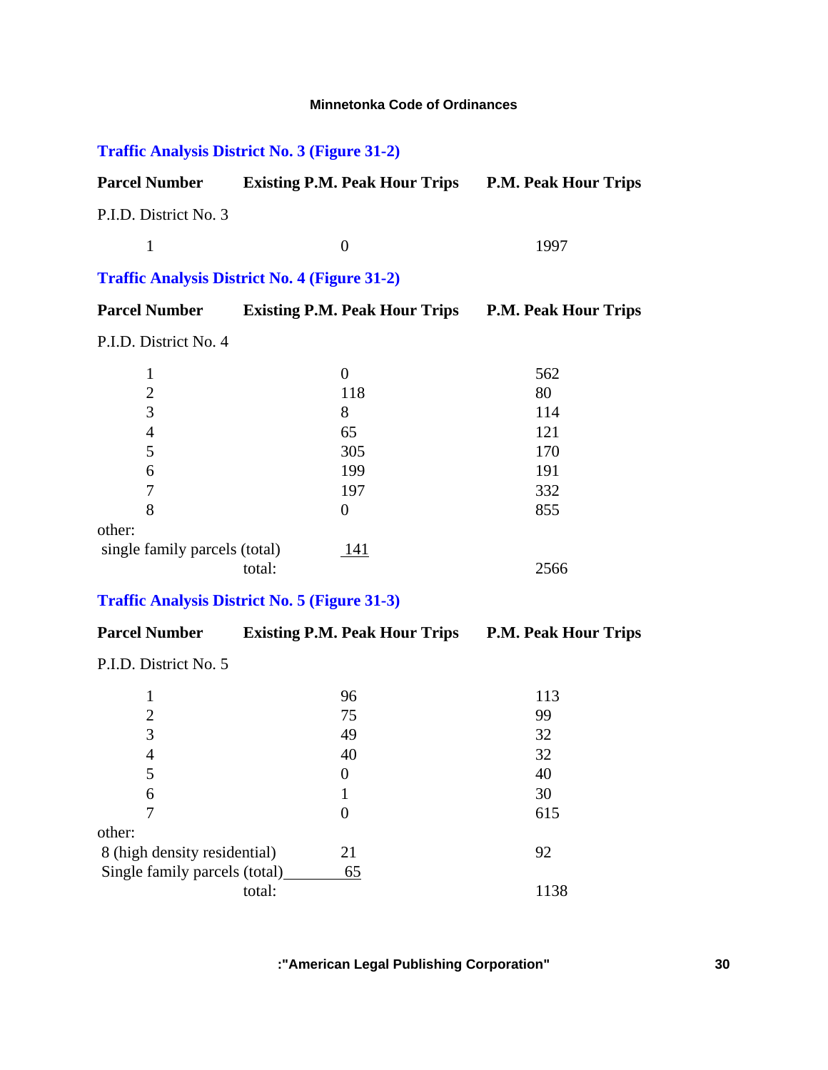### Traffic Analysis District No. 3 (Figure 31-2)

| Parcel Number | Existing P.M. Peak Hour Trips | P.M. Peak Hour Trips |
|---|---|---|
| P.I.D. District No. 3 | | |
| 1 | 0 | 1997 |

### Traffic Analysis District No. 4 (Figure 31-2)

| Parcel Number | Existing P.M. Peak Hour Trips | P.M. Peak Hour Trips |
|---|---|---|
| P.I.D. District No. 4 | | |
| 1 | 0 | 562 |
| 2 | 118 | 80 |
| 3 | 8 | 114 |
| 4 | 65 | 121 |
| 5 | 305 | 170 |
| 6 | 199 | 191 |
| 7 | 197 | 332 |
| 8 | 0 | 855 |
| other: | | |
| single family parcels (total) | 141 | |
| total: | | 2566 |

### Traffic Analysis District No. 5 (Figure 31-3)

| Parcel Number | Existing P.M. Peak Hour Trips | P.M. Peak Hour Trips |
|---|---|---|
| P.I.D. District No. 5 | | |
| 1 | 96 | 113 |
| 2 | 75 | 99 |
| 3 | 49 | 32 |
| 4 | 40 | 32 |
| 5 | 0 | 40 |
| 6 | 1 | 30 |
| 7 | 0 | 615 |
| other: | | |
| 8 (high density residential) | 21 | 92 |
| Single family parcels (total) | 65 | |
| total: | | 1138 |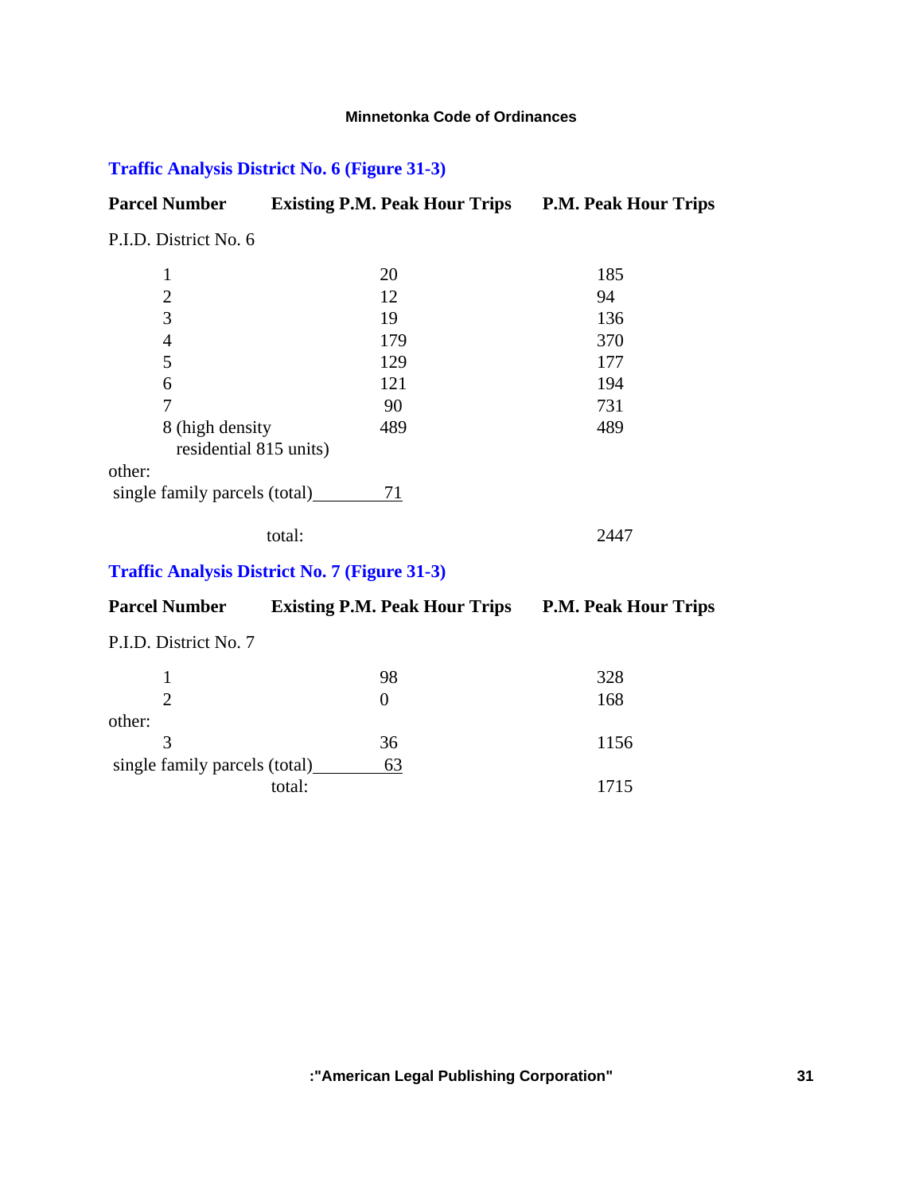### Traffic Analysis District No. 6 (Figure 31-3)

| Parcel Number | Existing P.M. Peak Hour Trips | P.M. Peak Hour Trips |
|---|---|---|
| P.I.D. District No. 6 | | |
| 1 | 20 | 185 |
| 2 | 12 | 94 |
| 3 | 19 | 136 |
| 4 | 179 | 370 |
| 5 | 129 | 177 |
| 6 | 121 | 194 |
| 7 | 90 | 731 |
| 8 (high density residential 815 units) | 489 | 489 |
| other: | | |
| single family parcels (total) | 71 | |
| total: | | 2447 |

### Traffic Analysis District No. 7 (Figure 31-3)

| Parcel Number | Existing P.M. Peak Hour Trips | P.M. Peak Hour Trips |
|---|---|---|
| P.I.D. District No. 7 | | |
| 1 | 98 | 328 |
| 2 | 0 | 168 |
| other: | | |
| 3 | 36 | 1156 |
| single family parcels (total) | 63 | |
| total: | | 1715 |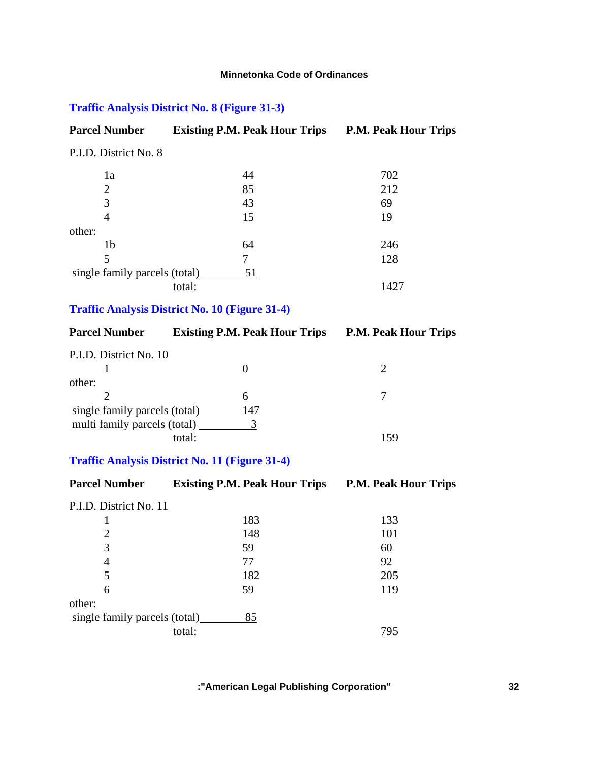### Traffic Analysis District No. 8 (Figure 31-3)

| Parcel Number | Existing P.M. Peak Hour Trips | P.M. Peak Hour Trips |
|---|---|---|
| P.I.D. District No. 8 | | |
| 1a | 44 | 702 |
| 2 | 85 | 212 |
| 3 | 43 | 69 |
| 4 | 15 | 19 |
| other: | | |
| 1b | 64 | 246 |
| 5 | 7 | 128 |
| single family parcels (total) | 51 | |
| total: | | 1427 |

### Traffic Analysis District No. 10 (Figure 31-4)

| Parcel Number | Existing P.M. Peak Hour Trips | P.M. Peak Hour Trips |
|---|---|---|
| P.I.D. District No. 10 | | |
| 1 | 0 | 2 |
| other: | | |
| 2 | 6 | 7 |
| single family parcels (total) | 147 | |
| multi family parcels (total) | 3 | |
| total: | | 159 |

### Traffic Analysis District No. 11 (Figure 31-4)

| Parcel Number | Existing P.M. Peak Hour Trips | P.M. Peak Hour Trips |
|---|---|---|
| P.I.D. District No. 11 | | |
| 1 | 183 | 133 |
| 2 | 148 | 101 |
| 3 | 59 | 60 |
| 4 | 77 | 92 |
| 5 | 182 | 205 |
| 6 | 59 | 119 |
| other: | | |
| single family parcels (total) | 85 | |
| total: | | 795 |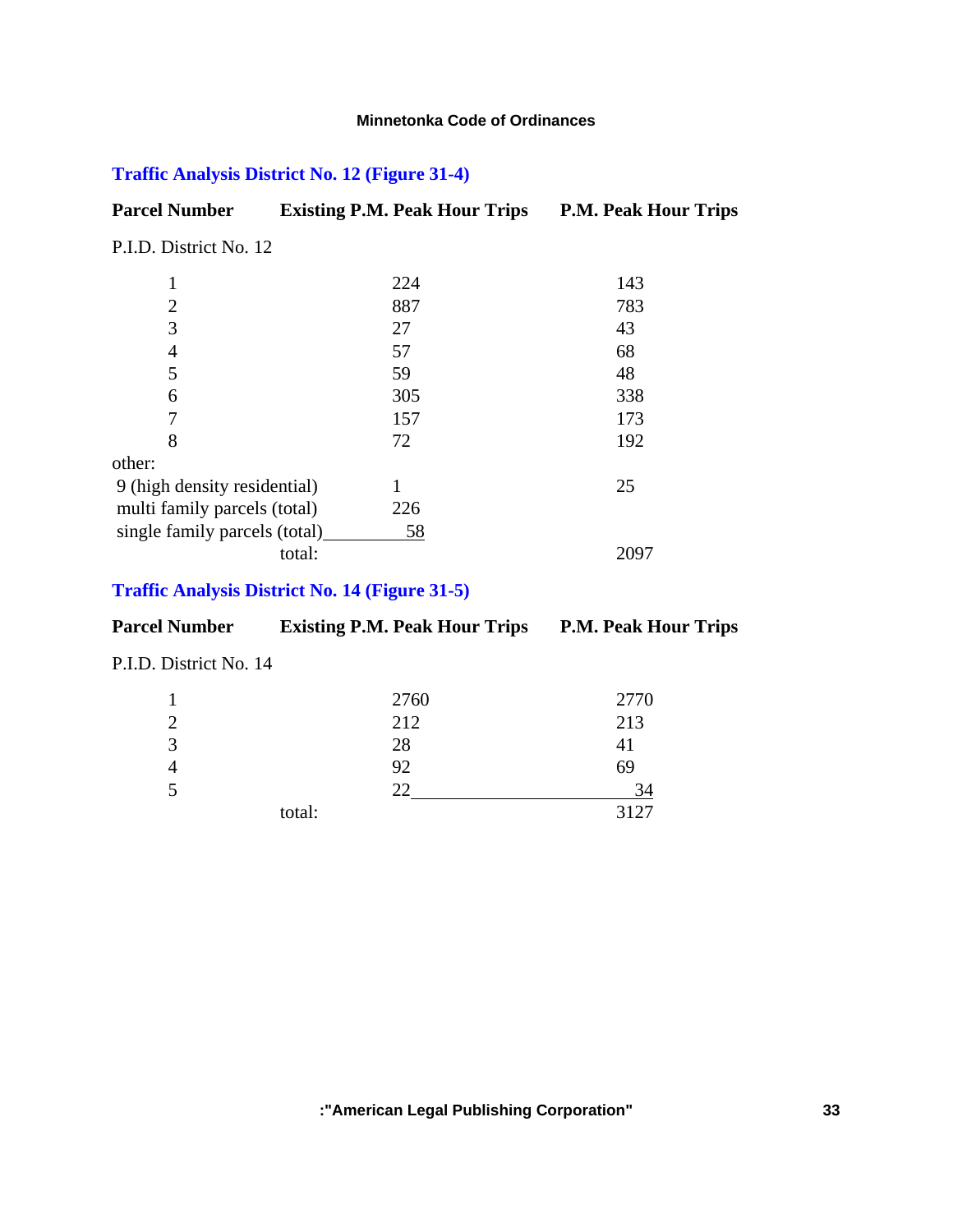### Traffic Analysis District No. 12 (Figure 31-4)

| Parcel Number | Existing P.M. Peak Hour Trips | P.M. Peak Hour Trips |
|---|---|---|
| P.I.D. District No. 12 | | |
| 1 | 224 | 143 |
| 2 | 887 | 783 |
| 3 | 27 | 43 |
| 4 | 57 | 68 |
| 5 | 59 | 48 |
| 6 | 305 | 338 |
| 7 | 157 | 173 |
| 8 | 72 | 192 |
| other: | | |
| 9 (high density residential) | 1 | 25 |
| multi family parcels (total) | 226 | |
| single family parcels (total) | 58 | |
| total: | | 2097 |

### Traffic Analysis District No. 14 (Figure 31-5)

| Parcel Number | Existing P.M. Peak Hour Trips | P.M. Peak Hour Trips |
|---|---|---|
| P.I.D. District No. 14 | | |
| 1 | 2760 | 2770 |
| 2 | 212 | 213 |
| 3 | 28 | 41 |
| 4 | 92 | 69 |
| 5 | 22 | 34 |
| total: | | 3127 |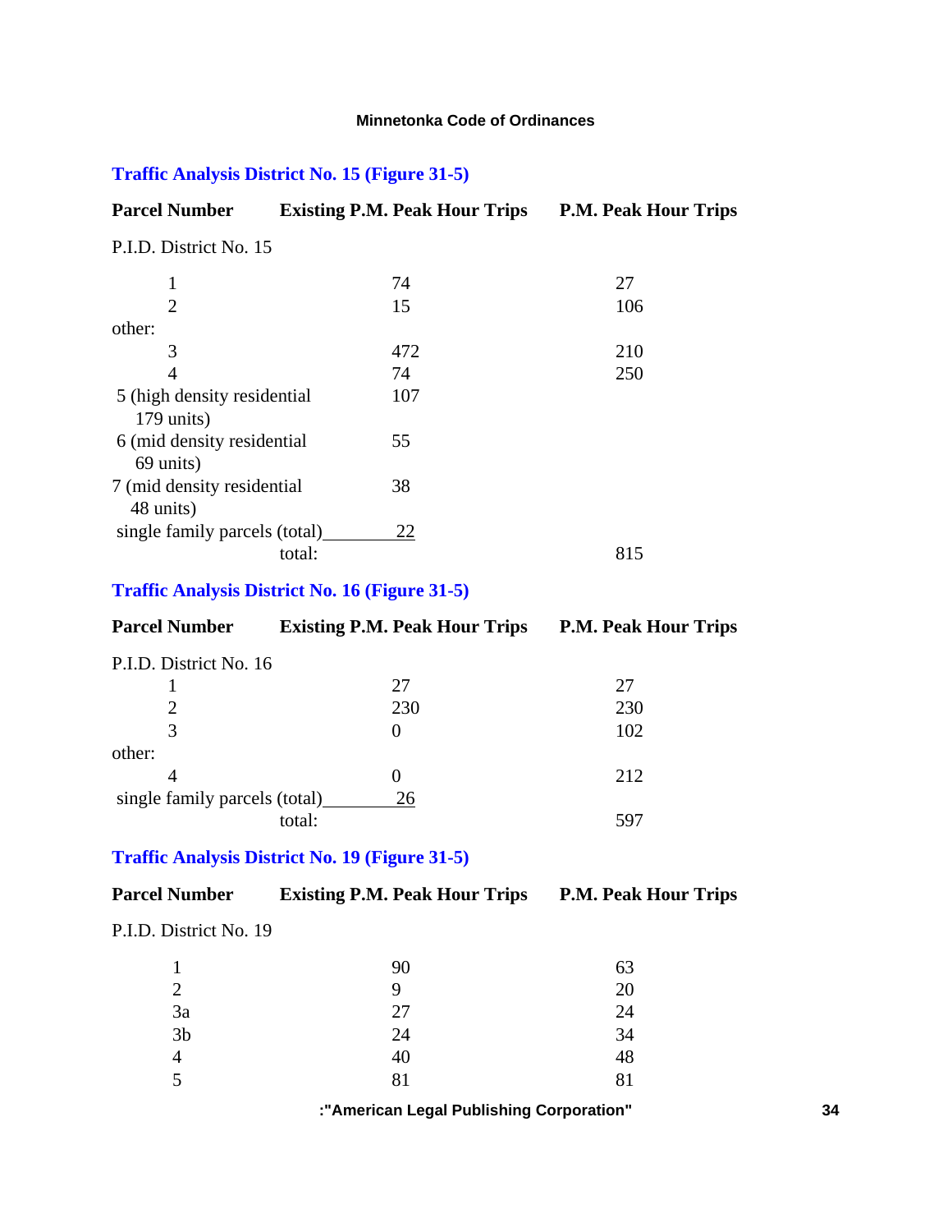### Traffic Analysis District No. 15 (Figure 31-5)

| Parcel Number | Existing P.M. Peak Hour Trips | P.M. Peak Hour Trips |
|---|---|---|
| P.I.D. District No. 15 | | |
| 1 | 74 | 27 |
| 2 | 15 | 106 |
| other: | | |
| 3 | 472 | 210 |
| 4 | 74 | 250 |
| 5 (high density residential 179 units) | 107 | |
| 6 (mid density residential 69 units) | 55 | |
| 7 (mid density residential 48 units) | 38 | |
| single family parcels (total) | 22 | |
| total: | | 815 |

### Traffic Analysis District No. 16 (Figure 31-5)

| Parcel Number | Existing P.M. Peak Hour Trips | P.M. Peak Hour Trips |
|---|---|---|
| P.I.D. District No. 16 | | |
| 1 | 27 | 27 |
| 2 | 230 | 230 |
| 3 | 0 | 102 |
| other: | | |
| 4 | 0 | 212 |
| single family parcels (total) | 26 | |
| total: | | 597 |

### Traffic Analysis District No. 19 (Figure 31-5)

| Parcel Number | Existing P.M. Peak Hour Trips | P.M. Peak Hour Trips |
|---|---|---|
| P.I.D. District No. 19 | | |
| 1 | 90 | 63 |
| 2 | 9 | 20 |
| 3a | 27 | 24 |
| 3b | 24 | 34 |
| 4 | 40 | 48 |
| 5 | 81 | 81 |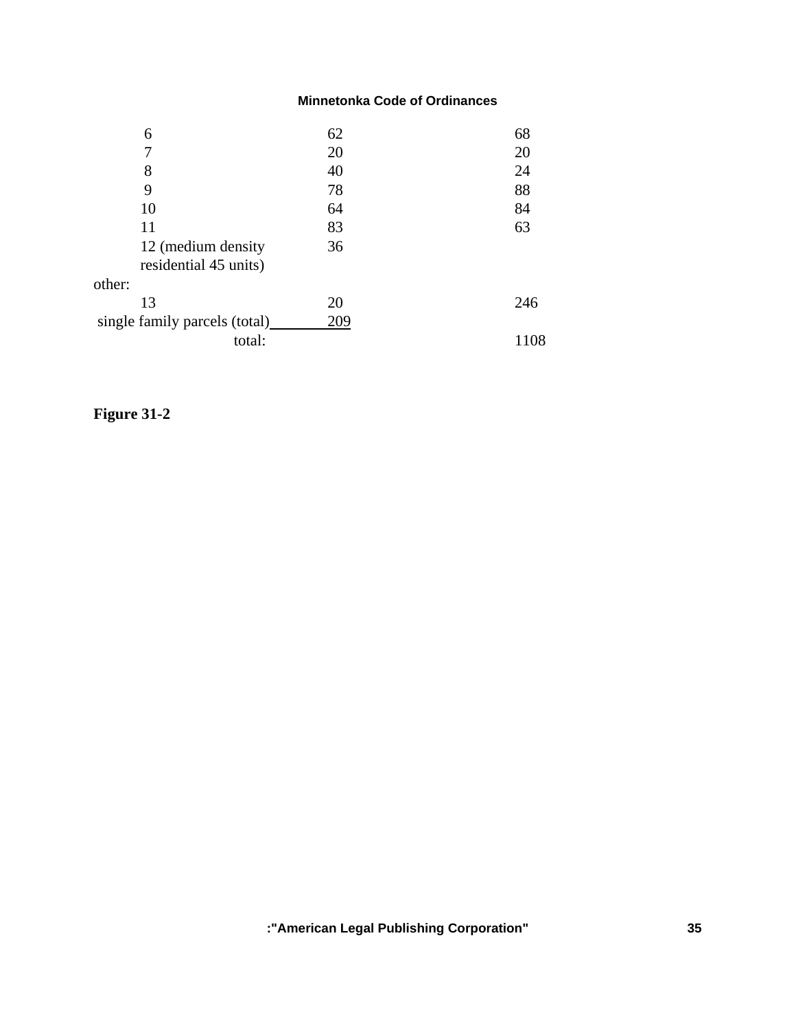| | | |
|---|---|---|
| 6 | 62 | 68 |
| 7 | 20 | 20 |
| 8 | 40 | 24 |
| 9 | 78 | 88 |
| 10 | 64 | 84 |
| 11 | 83 | 63 |
| 12 (medium density residential 45 units) | 36 | |
| other: | | |
| 13 | 20 | 246 |
| single family parcels (total) | 209 | |
| total: | | 1108 |

**Figure 31-2**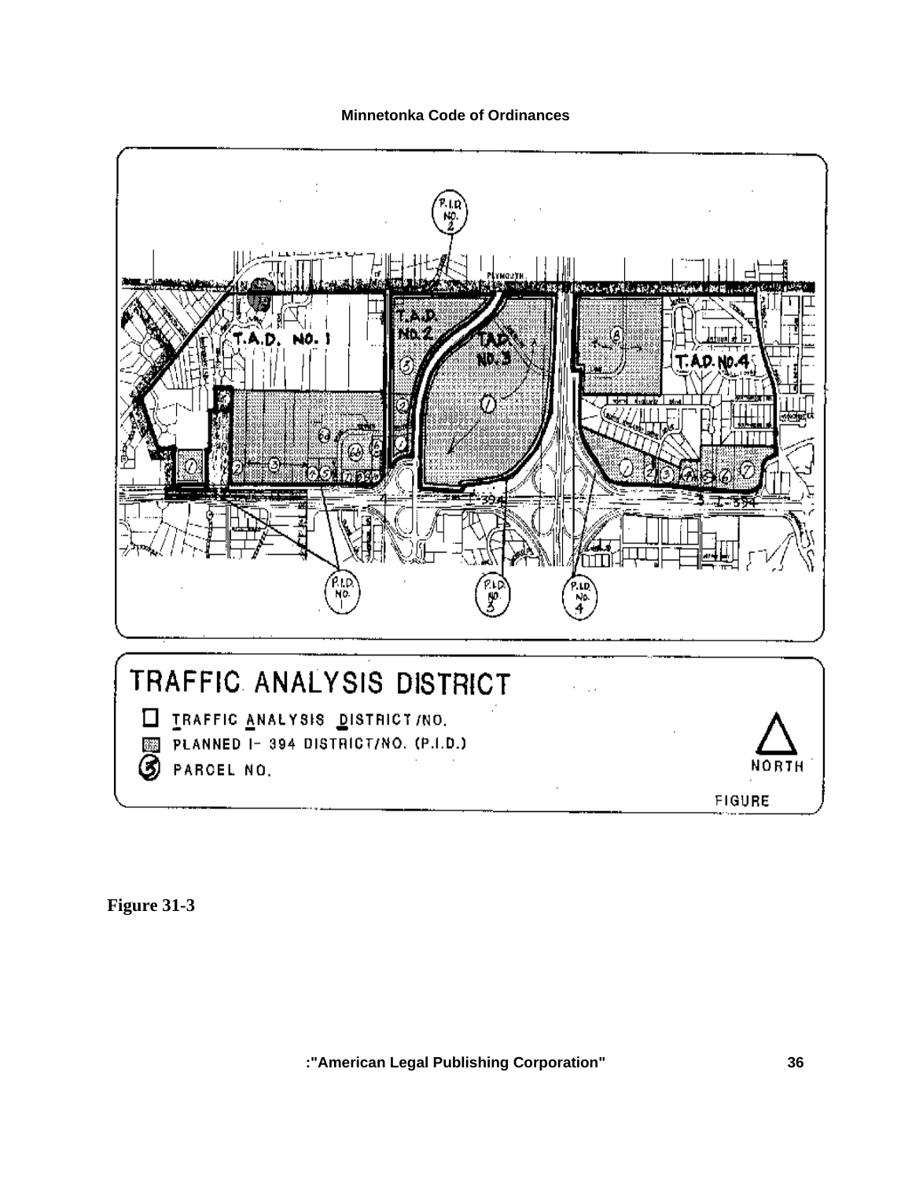TRAFFIC ANALYSIS DISTRICT

- TRAFFIC ANALYSIS DISTRICT/NO.
- PLANNED I- 394 DISTRICT/NO. (P.I.D.)
- PARCEL NO.

NORTH

FIGURE

**Figure 31-3**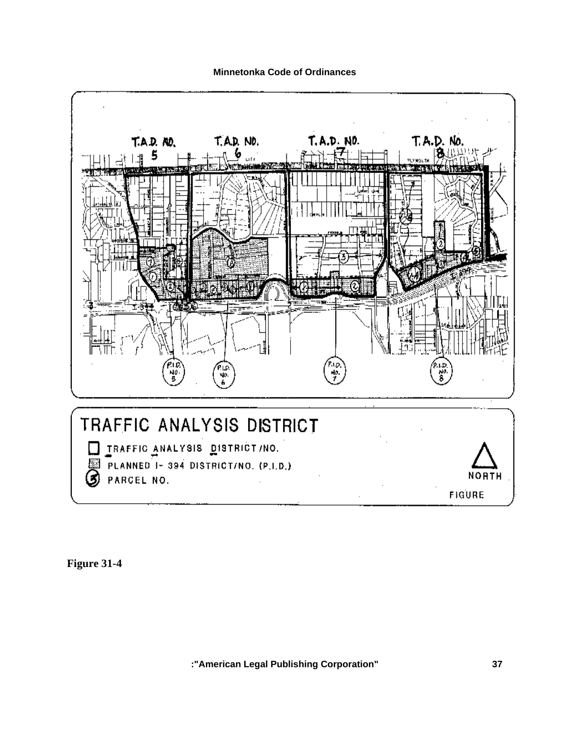**Figure 31-4**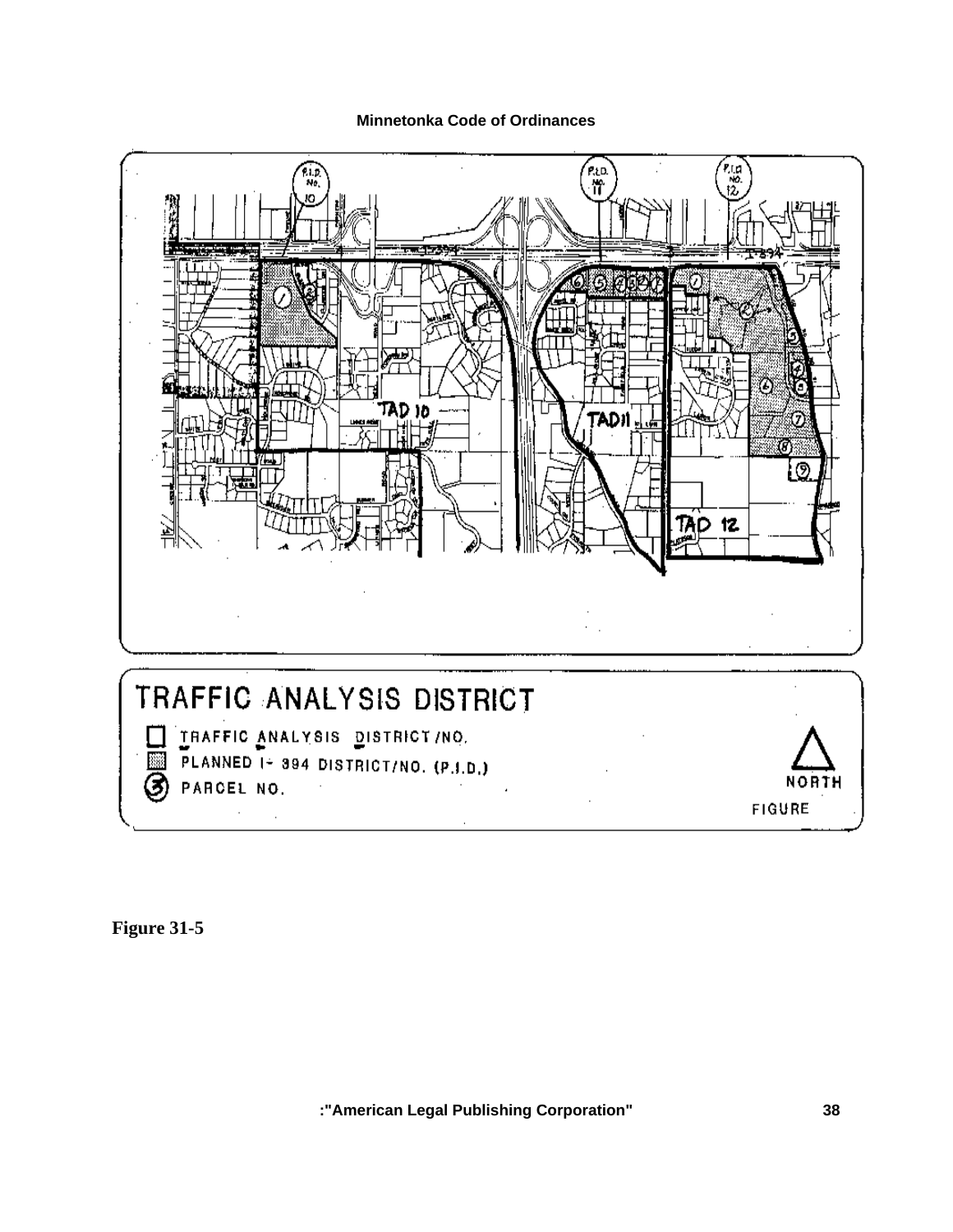TRAFFIC ANALYSIS DISTRICT

- TRAFFIC ANALYSIS DISTRICT/NO.
- PLANNED I-394 DISTRICT/NO. (P.I.D.)
- PARCEL NO.

NORTH

FIGURE

**Figure 31-5**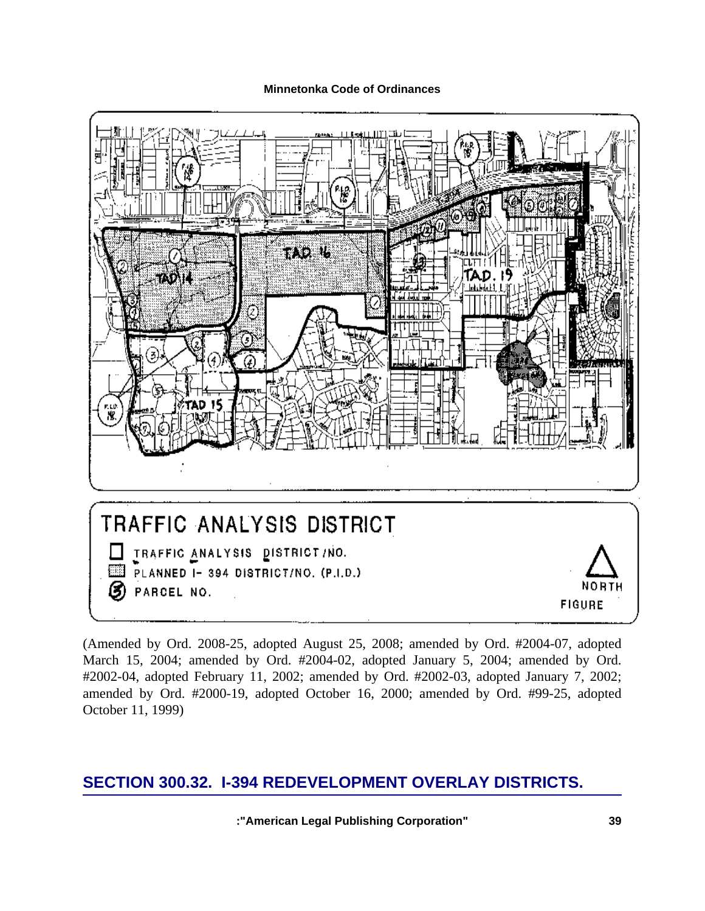TRAFFIC ANALYSIS DISTRICT

- TRAFFIC ANALYSIS DISTRICT/NO.
- PLANNED I- 394 DISTRICT/NO. (P.I.D.)
- PARCEL NO.

NORTH

FIGURE

(Amended by Ord. 2008-25, adopted August 25, 2008; amended by Ord. #2004-07, adopted March 15, 2004; amended by Ord. #2004-02, adopted January 5, 2004; amended by Ord. #2002-04, adopted February 11, 2002; amended by Ord. #2002-03, adopted January 7, 2002; amended by Ord. #2000-19, adopted October 16, 2000; amended by Ord. #99-25, adopted October 11, 1999)

## SECTION 300.32. I-394 REDEVELOPMENT OVERLAY DISTRICTS.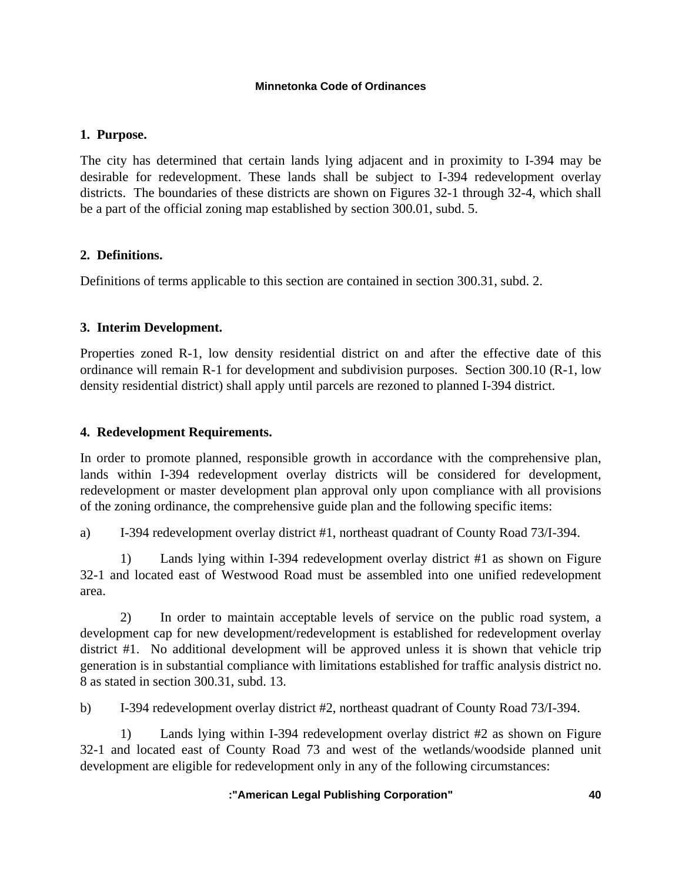**1. Purpose.**

The city has determined that certain lands lying adjacent and in proximity to I-394 may be desirable for redevelopment. These lands shall be subject to I-394 redevelopment overlay districts. The boundaries of these districts are shown on Figures 32-1 through 32-4, which shall be a part of the official zoning map established by section 300.01, subd. 5.

**2. Definitions.**

Definitions of terms applicable to this section are contained in section 300.31, subd. 2.

**3. Interim Development.**

Properties zoned R-1, low density residential district on and after the effective date of this ordinance will remain R-1 for development and subdivision purposes. Section 300.10 (R-1, low density residential district) shall apply until parcels are rezoned to planned I-394 district.

**4. Redevelopment Requirements.**

In order to promote planned, responsible growth in accordance with the comprehensive plan, lands within I-394 redevelopment overlay districts will be considered for development, redevelopment or master development plan approval only upon compliance with all provisions of the zoning ordinance, the comprehensive guide plan and the following specific items:

a) I-394 redevelopment overlay district #1, northeast quadrant of County Road 73/I-394.

1) Lands lying within I-394 redevelopment overlay district #1 as shown on Figure 32-1 and located east of Westwood Road must be assembled into one unified redevelopment area.

2) In order to maintain acceptable levels of service on the public road system, a development cap for new development/redevelopment is established for redevelopment overlay district #1. No additional development will be approved unless it is shown that vehicle trip generation is in substantial compliance with limitations established for traffic analysis district no. 8 as stated in section 300.31, subd. 13.

b) I-394 redevelopment overlay district #2, northeast quadrant of County Road 73/I-394.

1) Lands lying within I-394 redevelopment overlay district #2 as shown on Figure 32-1 and located east of County Road 73 and west of the wetlands/woodside planned unit development are eligible for redevelopment only in any of the following circumstances: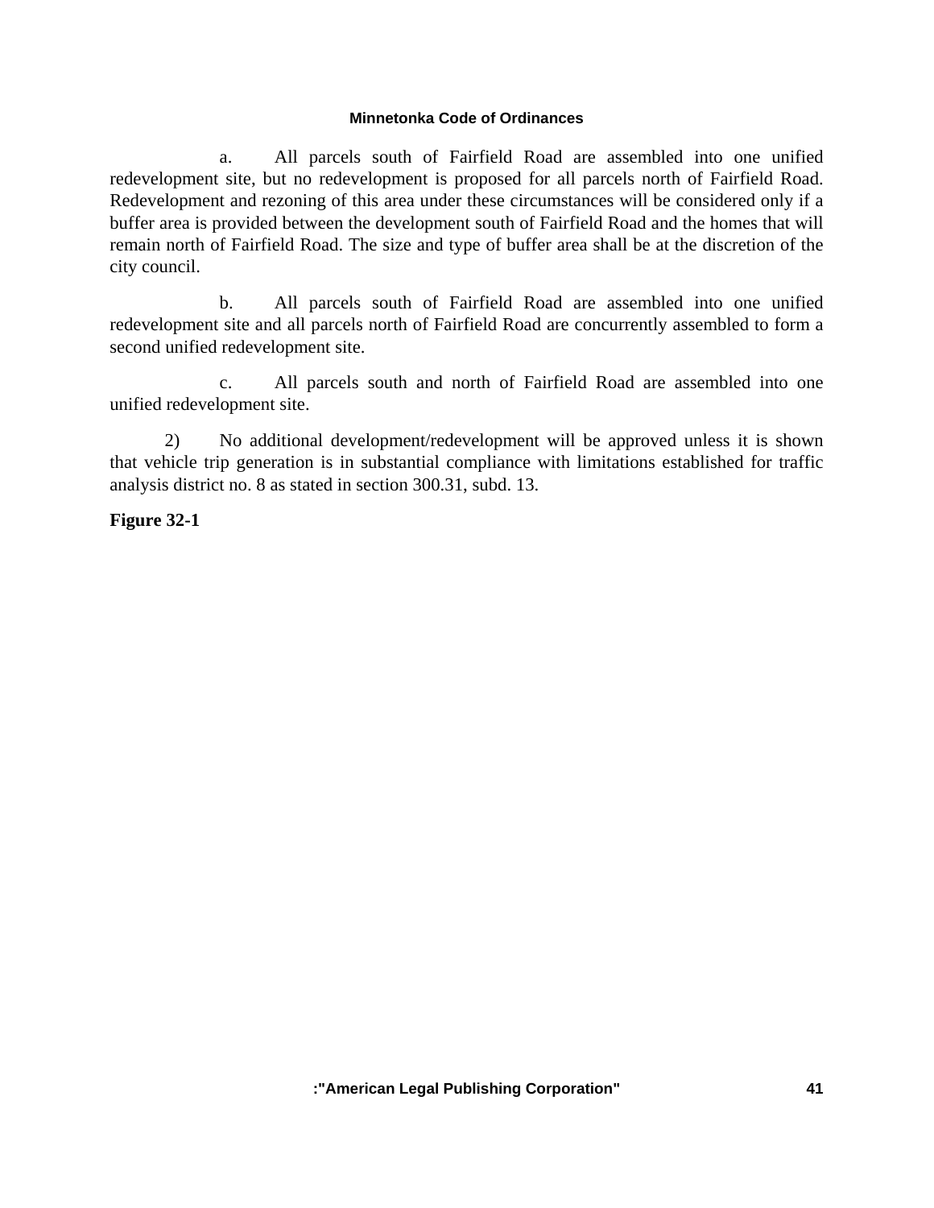a. All parcels south of Fairfield Road are assembled into one unified redevelopment site, but no redevelopment is proposed for all parcels north of Fairfield Road. Redevelopment and rezoning of this area under these circumstances will be considered only if a buffer area is provided between the development south of Fairfield Road and the homes that will remain north of Fairfield Road. The size and type of buffer area shall be at the discretion of the city council.

b. All parcels south of Fairfield Road are assembled into one unified redevelopment site and all parcels north of Fairfield Road are concurrently assembled to form a second unified redevelopment site.

c. All parcels south and north of Fairfield Road are assembled into one unified redevelopment site.

2) No additional development/redevelopment will be approved unless it is shown that vehicle trip generation is in substantial compliance with limitations established for traffic analysis district no. 8 as stated in section 300.31, subd. 13.

**Figure 32-1**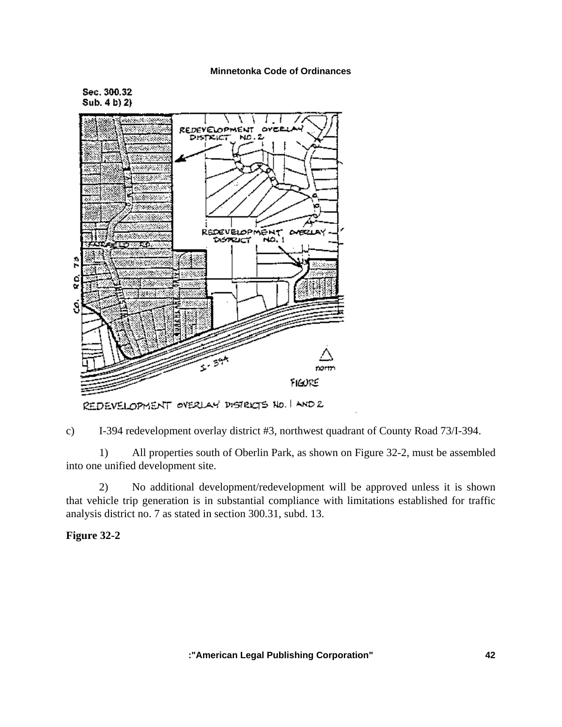Sec. 300.32
Sub. 4 b) 2)

c) I-394 redevelopment overlay district #3, northwest quadrant of County Road 73/I-394.

1) All properties south of Oberlin Park, as shown on Figure 32-2, must be assembled into one unified development site.

2) No additional development/redevelopment will be approved unless it is shown that vehicle trip generation is in substantial compliance with limitations established for traffic analysis district no. 7 as stated in section 300.31, subd. 13.

**Figure 32-2**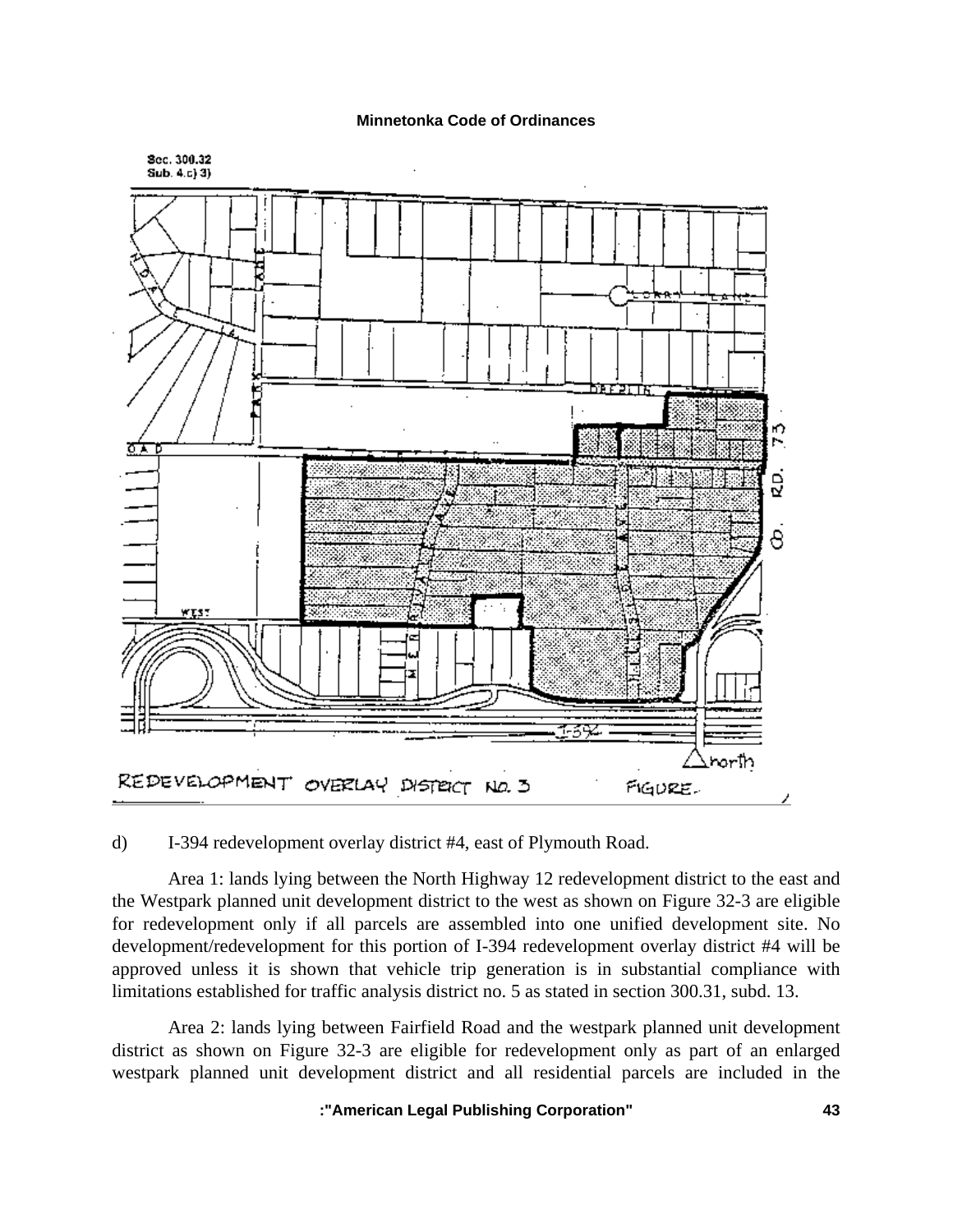Sec. 300.32
Sub. 4.c) 3)

REDEVELOPMENT OVERLAY DISTRICT NO. 3 FIGURE.

d) I-394 redevelopment overlay district #4, east of Plymouth Road.

Area 1: lands lying between the North Highway 12 redevelopment district to the east and the Westpark planned unit development district to the west as shown on Figure 32-3 are eligible for redevelopment only if all parcels are assembled into one unified development site. No development/redevelopment for this portion of I-394 redevelopment overlay district #4 will be approved unless it is shown that vehicle trip generation is in substantial compliance with limitations established for traffic analysis district no. 5 as stated in section 300.31, subd. 13.

Area 2: lands lying between Fairfield Road and the westpark planned unit development district as shown on Figure 32-3 are eligible for redevelopment only as part of an enlarged westpark planned unit development district and all residential parcels are included in the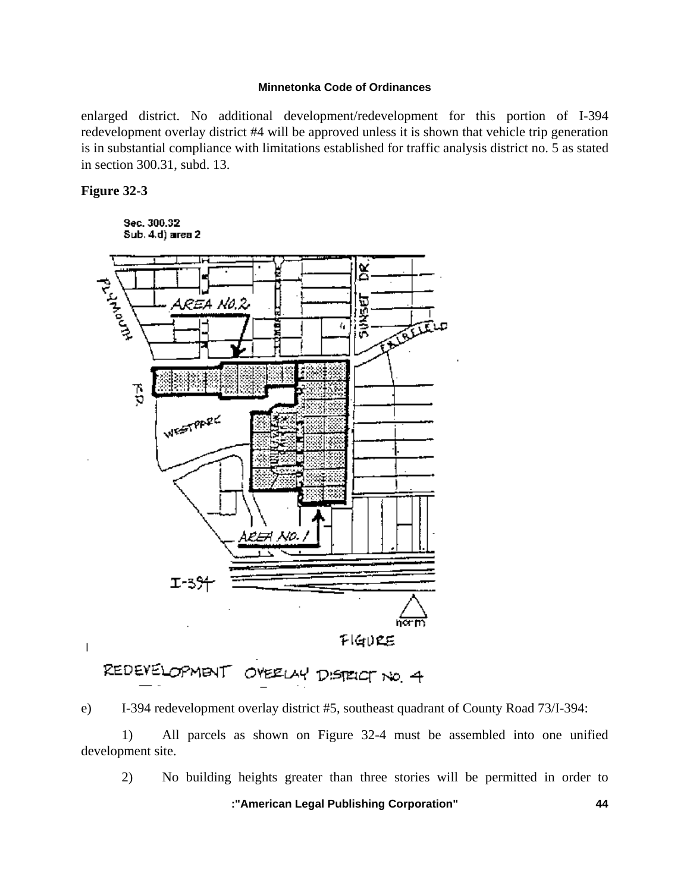enlarged district. No additional development/redevelopment for this portion of I-394 redevelopment overlay district #4 will be approved unless it is shown that vehicle trip generation is in substantial compliance with limitations established for traffic analysis district no. 5 as stated in section 300.31, subd. 13.

**Figure 32-3**

e) I-394 redevelopment overlay district #5, southeast quadrant of County Road 73/I-394:

1) All parcels as shown on Figure 32-4 must be assembled into one unified development site.

2) No building heights greater than three stories will be permitted in order to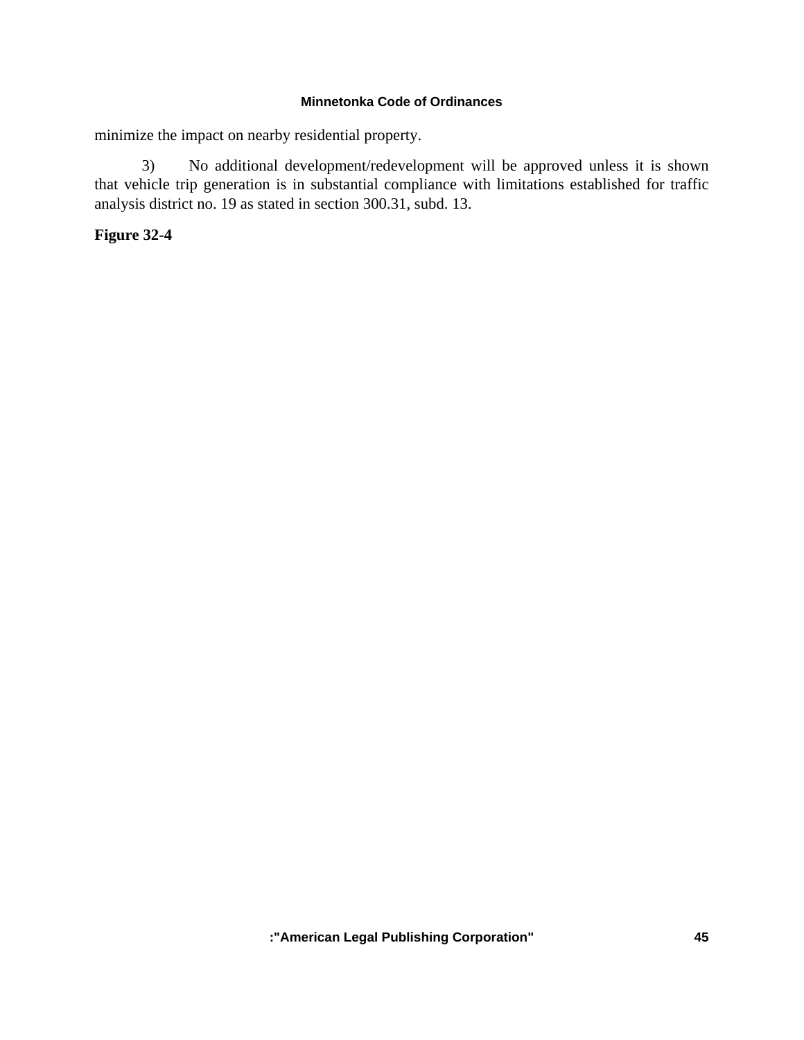minimize the impact on nearby residential property.

3) No additional development/redevelopment will be approved unless it is shown that vehicle trip generation is in substantial compliance with limitations established for traffic analysis district no. 19 as stated in section 300.31, subd. 13.

**Figure 32-4**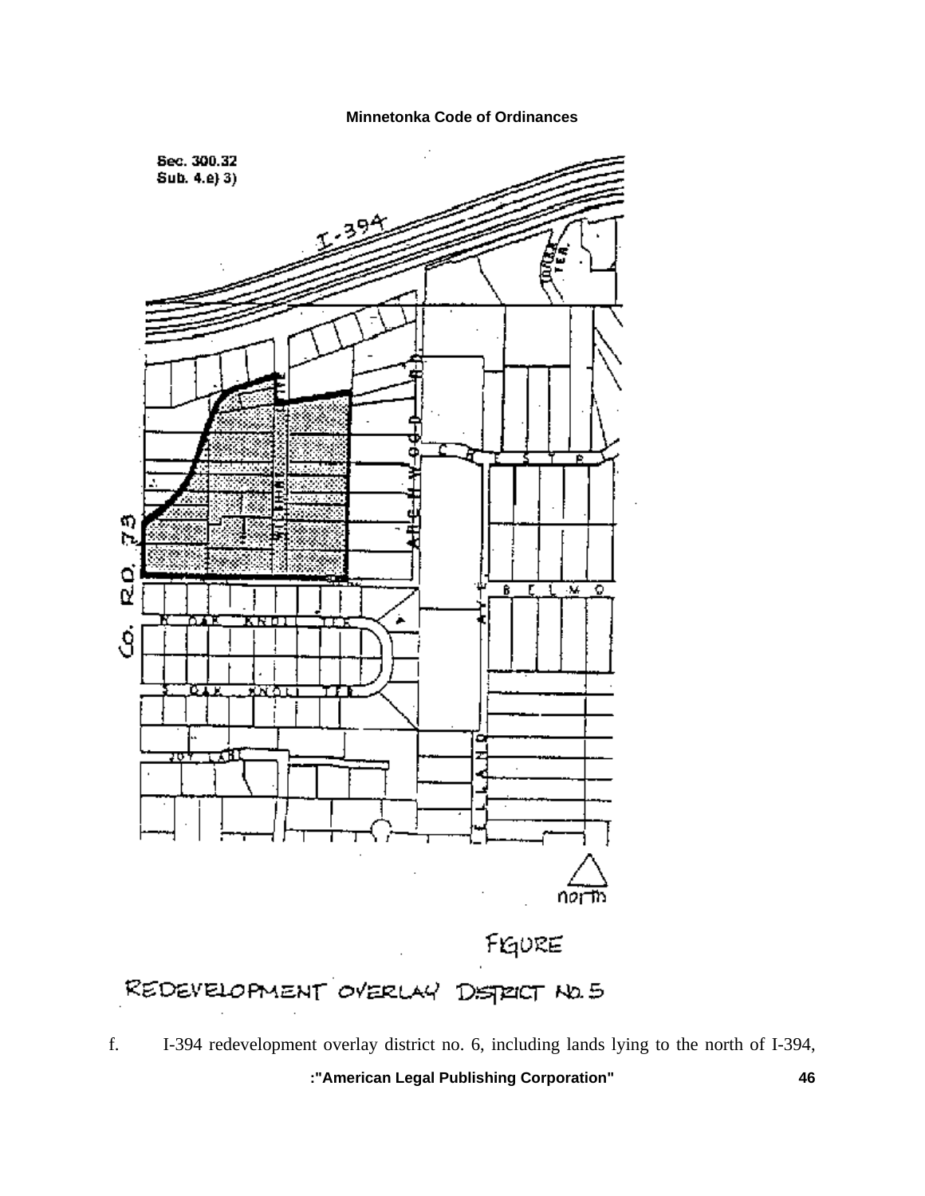Sec. 300.32
Sub. 4.e) 3)

FIGURE

REDEVELOPMENT OVERLAY DISTRICT NO. 5

f. I-394 redevelopment overlay district no. 6, including lands lying to the north of I-394,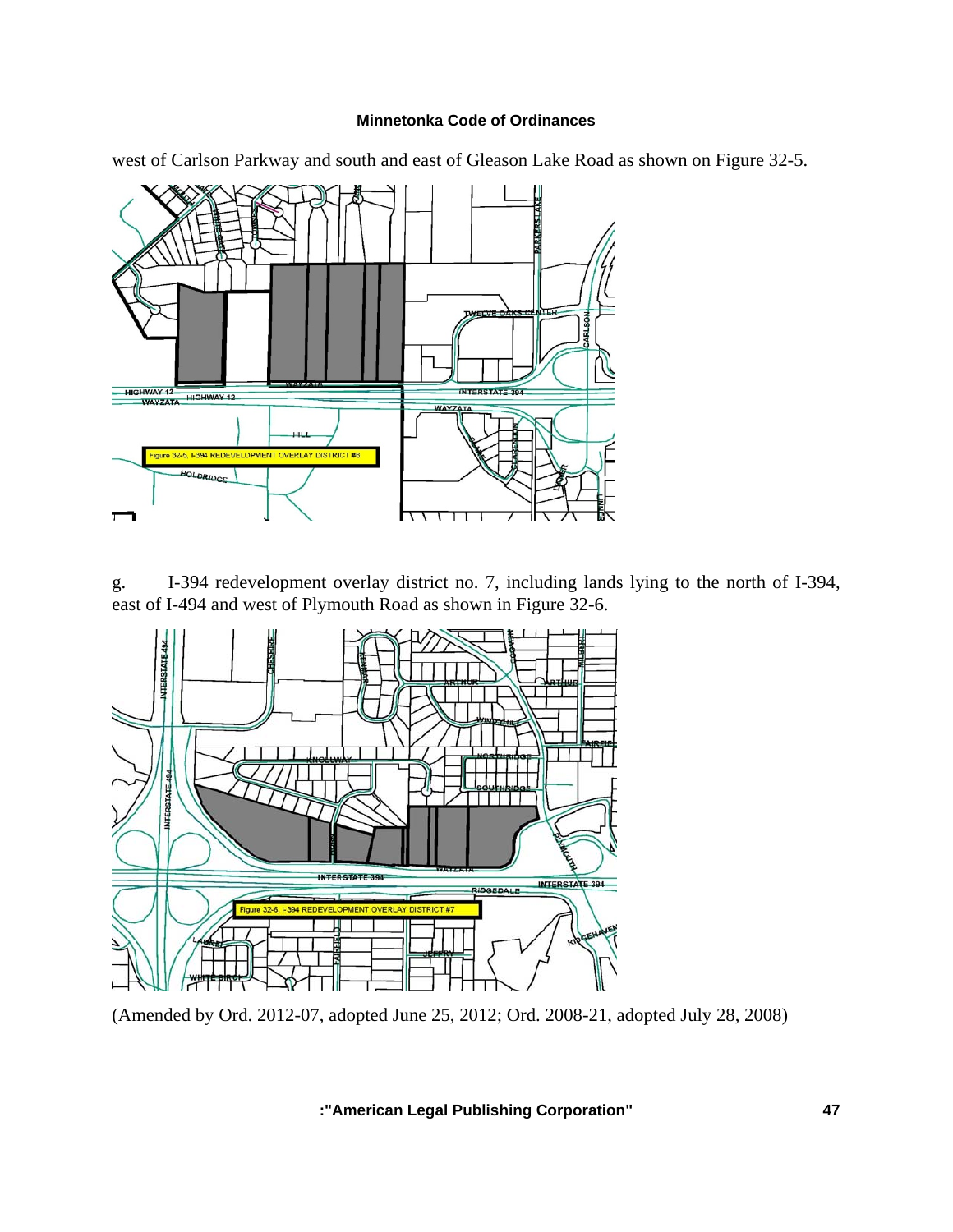west of Carlson Parkway and south and east of Gleason Lake Road as shown on Figure 32-5.

Figure 32-5. I-394 REDEVELOPMENT OVERLAY DISTRICT #6

g. I-394 redevelopment overlay district no. 7, including lands lying to the north of I-394, east of I-494 and west of Plymouth Road as shown in Figure 32-6.

Figure 32-6. I-394 REDEVELOPMENT OVERLAY DISTRICT #7

(Amended by Ord. 2012-07, adopted June 25, 2012; Ord. 2008-21, adopted July 28, 2008)